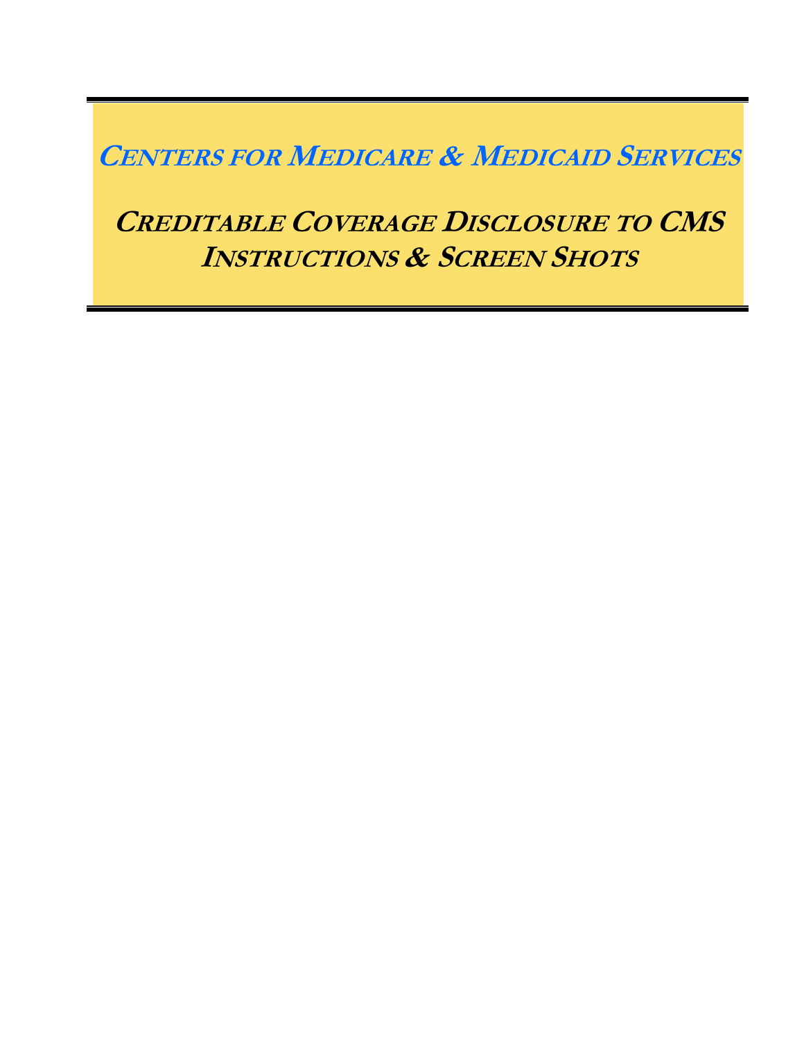# Centers for Medicare & Medicaid Services

## Creditable Coverage Disclosure to CMS Instructions & Screen Shots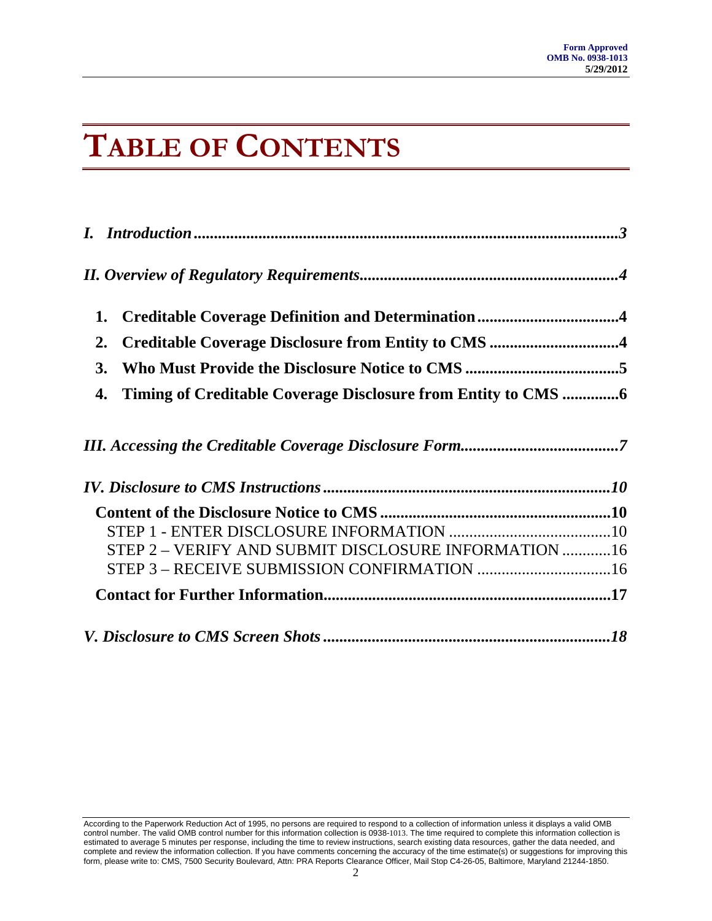# TABLE OF CONTENTS

*I. Introduction* ..... 3

*II. Overview of Regulatory Requirements* ..... 4

1. **Creditable Coverage Definition and Determination** ..... 4
2. **Creditable Coverage Disclosure from Entity to CMS** ..... 4
3. **Who Must Provide the Disclosure Notice to CMS** ..... 5
4. **Timing of Creditable Coverage Disclosure from Entity to CMS** ..... 6

*III. Accessing the Creditable Coverage Disclosure Form* ..... 7

*IV. Disclosure to CMS Instructions* ..... 10

**Content of the Disclosure Notice to CMS** ..... 10

STEP 1 - ENTER DISCLOSURE INFORMATION ..... 10

STEP 2 – VERIFY AND SUBMIT DISCLOSURE INFORMATION ..... 16

STEP 3 – RECEIVE SUBMISSION CONFIRMATION ..... 16

**Contact for Further Information** ..... 17

*V. Disclosure to CMS Screen Shots* ..... 18

According to the Paperwork Reduction Act of 1995, no persons are required to respond to a collection of information unless it displays a valid OMB control number. The valid OMB control number for this information collection is 0938-1013. The time required to complete this information collection is estimated to average 5 minutes per response, including the time to review instructions, search existing data resources, gather the data needed, and complete and review the information collection. If you have comments concerning the accuracy of the time estimate(s) or suggestions for improving this form, please write to: CMS, 7500 Security Boulevard, Attn: PRA Reports Clearance Officer, Mail Stop C4-26-05, Baltimore, Maryland 21244-1850.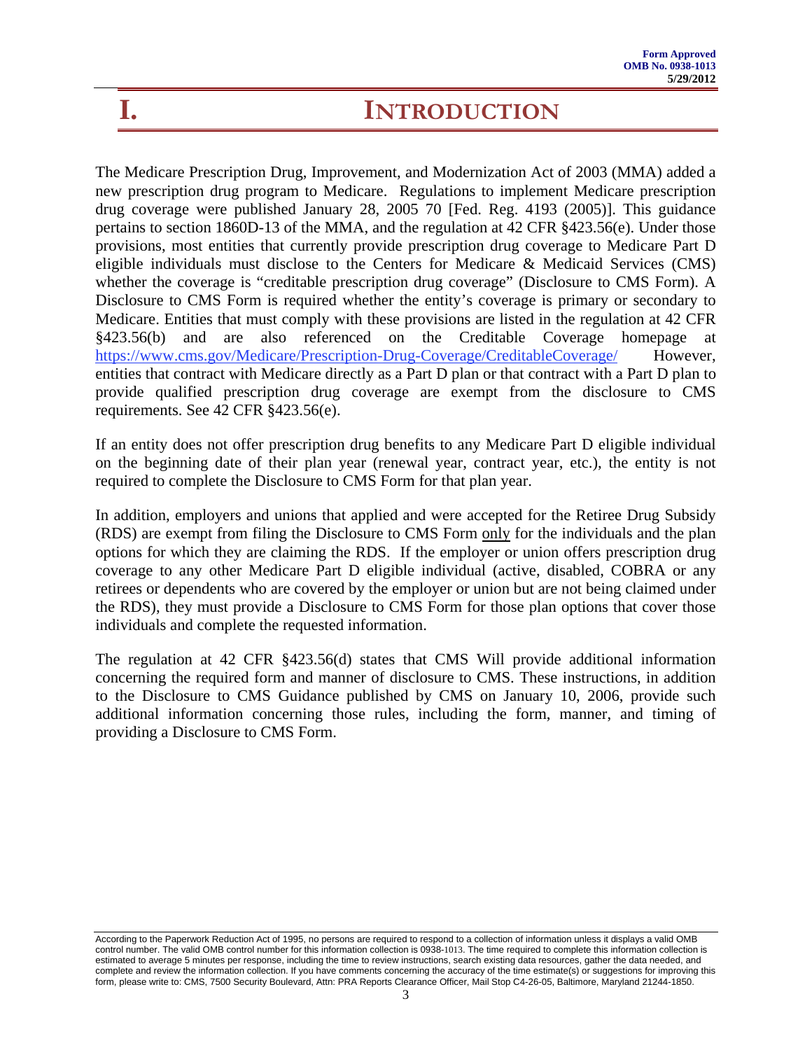# I. INTRODUCTION

The Medicare Prescription Drug, Improvement, and Modernization Act of 2003 (MMA) added a new prescription drug program to Medicare. Regulations to implement Medicare prescription drug coverage were published January 28, 2005 70 [Fed. Reg. 4193 (2005)]. This guidance pertains to section 1860D-13 of the MMA, and the regulation at 42 CFR §423.56(e). Under those provisions, most entities that currently provide prescription drug coverage to Medicare Part D eligible individuals must disclose to the Centers for Medicare & Medicaid Services (CMS) whether the coverage is "creditable prescription drug coverage" (Disclosure to CMS Form). A Disclosure to CMS Form is required whether the entity's coverage is primary or secondary to Medicare. Entities that must comply with these provisions are listed in the regulation at 42 CFR §423.56(b) and are also referenced on the Creditable Coverage homepage at https://www.cms.gov/Medicare/Prescription-Drug-Coverage/CreditableCoverage/ However, entities that contract with Medicare directly as a Part D plan or that contract with a Part D plan to provide qualified prescription drug coverage are exempt from the disclosure to CMS requirements. See 42 CFR §423.56(e).

If an entity does not offer prescription drug benefits to any Medicare Part D eligible individual on the beginning date of their plan year (renewal year, contract year, etc.), the entity is not required to complete the Disclosure to CMS Form for that plan year.

In addition, employers and unions that applied and were accepted for the Retiree Drug Subsidy (RDS) are exempt from filing the Disclosure to CMS Form only for the individuals and the plan options for which they are claiming the RDS. If the employer or union offers prescription drug coverage to any other Medicare Part D eligible individual (active, disabled, COBRA or any retirees or dependents who are covered by the employer or union but are not being claimed under the RDS), they must provide a Disclosure to CMS Form for those plan options that cover those individuals and complete the requested information.

The regulation at 42 CFR §423.56(d) states that CMS Will provide additional information concerning the required form and manner of disclosure to CMS. These instructions, in addition to the Disclosure to CMS Guidance published by CMS on January 10, 2006, provide such additional information concerning those rules, including the form, manner, and timing of providing a Disclosure to CMS Form.

According to the Paperwork Reduction Act of 1995, no persons are required to respond to a collection of information unless it displays a valid OMB control number. The valid OMB control number for this information collection is 0938-1013. The time required to complete this information collection is estimated to average 5 minutes per response, including the time to review instructions, search existing data resources, gather the data needed, and complete and review the information collection. If you have comments concerning the accuracy of the time estimate(s) or suggestions for improving this form, please write to: CMS, 7500 Security Boulevard, Attn: PRA Reports Clearance Officer, Mail Stop C4-26-05, Baltimore, Maryland 21244-1850.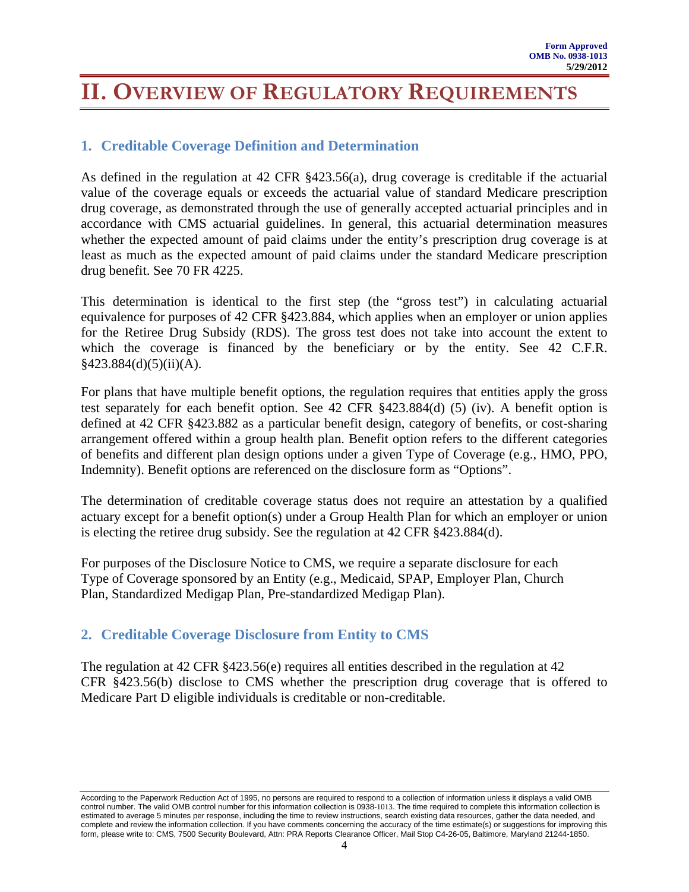# II. Overview of Regulatory Requirements

## 1. Creditable Coverage Definition and Determination

As defined in the regulation at 42 CFR §423.56(a), drug coverage is creditable if the actuarial value of the coverage equals or exceeds the actuarial value of standard Medicare prescription drug coverage, as demonstrated through the use of generally accepted actuarial principles and in accordance with CMS actuarial guidelines. In general, this actuarial determination measures whether the expected amount of paid claims under the entity's prescription drug coverage is at least as much as the expected amount of paid claims under the standard Medicare prescription drug benefit. See 70 FR 4225.

This determination is identical to the first step (the "gross test") in calculating actuarial equivalence for purposes of 42 CFR §423.884, which applies when an employer or union applies for the Retiree Drug Subsidy (RDS). The gross test does not take into account the extent to which the coverage is financed by the beneficiary or by the entity. See 42 C.F.R. §423.884(d)(5)(ii)(A).

For plans that have multiple benefit options, the regulation requires that entities apply the gross test separately for each benefit option. See 42 CFR §423.884(d) (5) (iv). A benefit option is defined at 42 CFR §423.882 as a particular benefit design, category of benefits, or cost-sharing arrangement offered within a group health plan. Benefit option refers to the different categories of benefits and different plan design options under a given Type of Coverage (e.g., HMO, PPO, Indemnity). Benefit options are referenced on the disclosure form as "Options".

The determination of creditable coverage status does not require an attestation by a qualified actuary except for a benefit option(s) under a Group Health Plan for which an employer or union is electing the retiree drug subsidy. See the regulation at 42 CFR §423.884(d).

For purposes of the Disclosure Notice to CMS, we require a separate disclosure for each Type of Coverage sponsored by an Entity (e.g., Medicaid, SPAP, Employer Plan, Church Plan, Standardized Medigap Plan, Pre-standardized Medigap Plan).

## 2. Creditable Coverage Disclosure from Entity to CMS

The regulation at 42 CFR §423.56(e) requires all entities described in the regulation at 42 CFR §423.56(b) disclose to CMS whether the prescription drug coverage that is offered to Medicare Part D eligible individuals is creditable or non-creditable.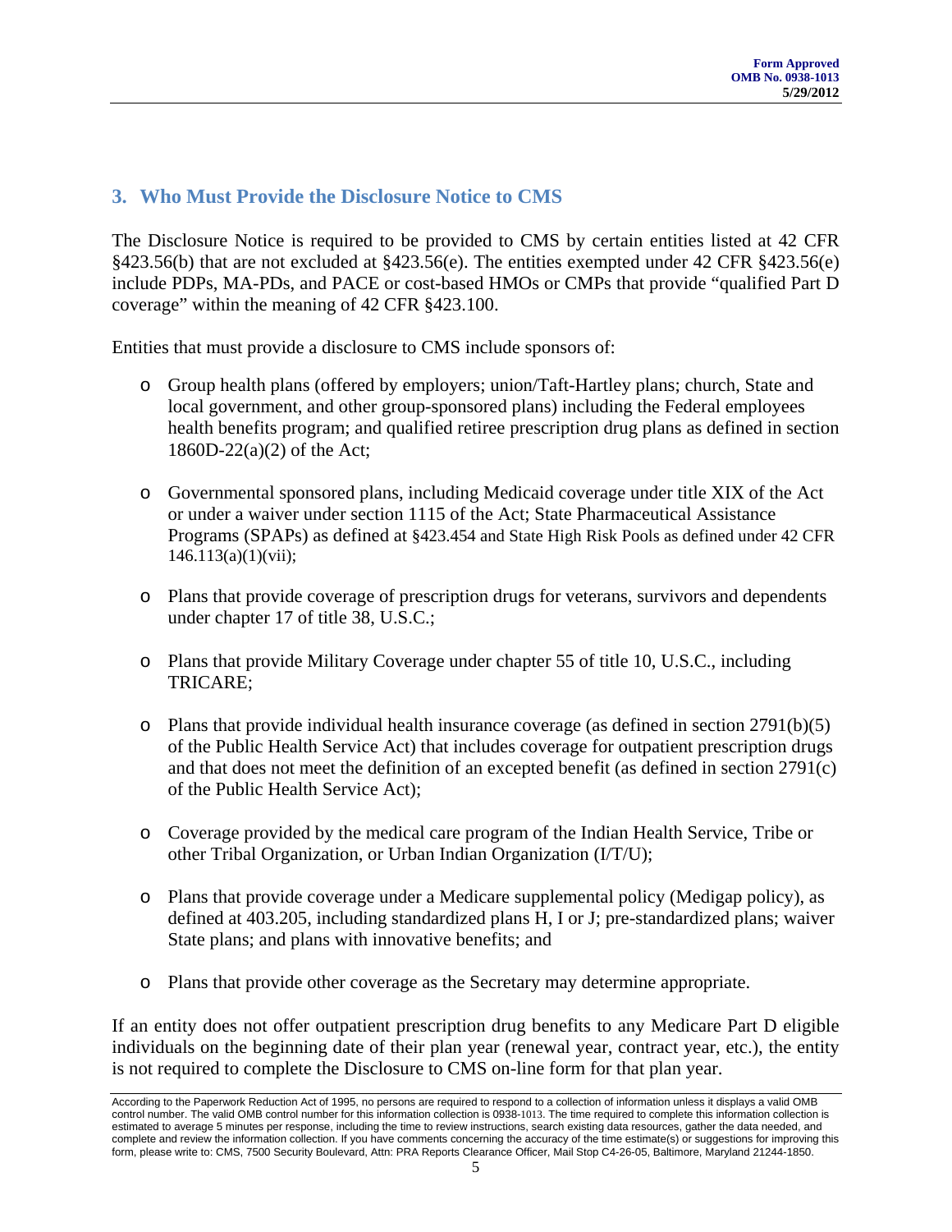## 3. Who Must Provide the Disclosure Notice to CMS

The Disclosure Notice is required to be provided to CMS by certain entities listed at 42 CFR §423.56(b) that are not excluded at §423.56(e). The entities exempted under 42 CFR §423.56(e) include PDPs, MA-PDs, and PACE or cost-based HMOs or CMPs that provide "qualified Part D coverage" within the meaning of 42 CFR §423.100.

Entities that must provide a disclosure to CMS include sponsors of:

- Group health plans (offered by employers; union/Taft-Hartley plans; church, State and local government, and other group-sponsored plans) including the Federal employees health benefits program; and qualified retiree prescription drug plans as defined in section 1860D-22(a)(2) of the Act;

- Governmental sponsored plans, including Medicaid coverage under title XIX of the Act or under a waiver under section 1115 of the Act; State Pharmaceutical Assistance Programs (SPAPs) as defined at §423.454 and State High Risk Pools as defined under 42 CFR 146.113(a)(1)(vii);

- Plans that provide coverage of prescription drugs for veterans, survivors and dependents under chapter 17 of title 38, U.S.C.;

- Plans that provide Military Coverage under chapter 55 of title 10, U.S.C., including TRICARE;

- Plans that provide individual health insurance coverage (as defined in section 2791(b)(5) of the Public Health Service Act) that includes coverage for outpatient prescription drugs and that does not meet the definition of an excepted benefit (as defined in section 2791(c) of the Public Health Service Act);

- Coverage provided by the medical care program of the Indian Health Service, Tribe or other Tribal Organization, or Urban Indian Organization (I/T/U);

- Plans that provide coverage under a Medicare supplemental policy (Medigap policy), as defined at 403.205, including standardized plans H, I or J; pre-standardized plans; waiver State plans; and plans with innovative benefits; and

- Plans that provide other coverage as the Secretary may determine appropriate.

If an entity does not offer outpatient prescription drug benefits to any Medicare Part D eligible individuals on the beginning date of their plan year (renewal year, contract year, etc.), the entity is not required to complete the Disclosure to CMS on-line form for that plan year.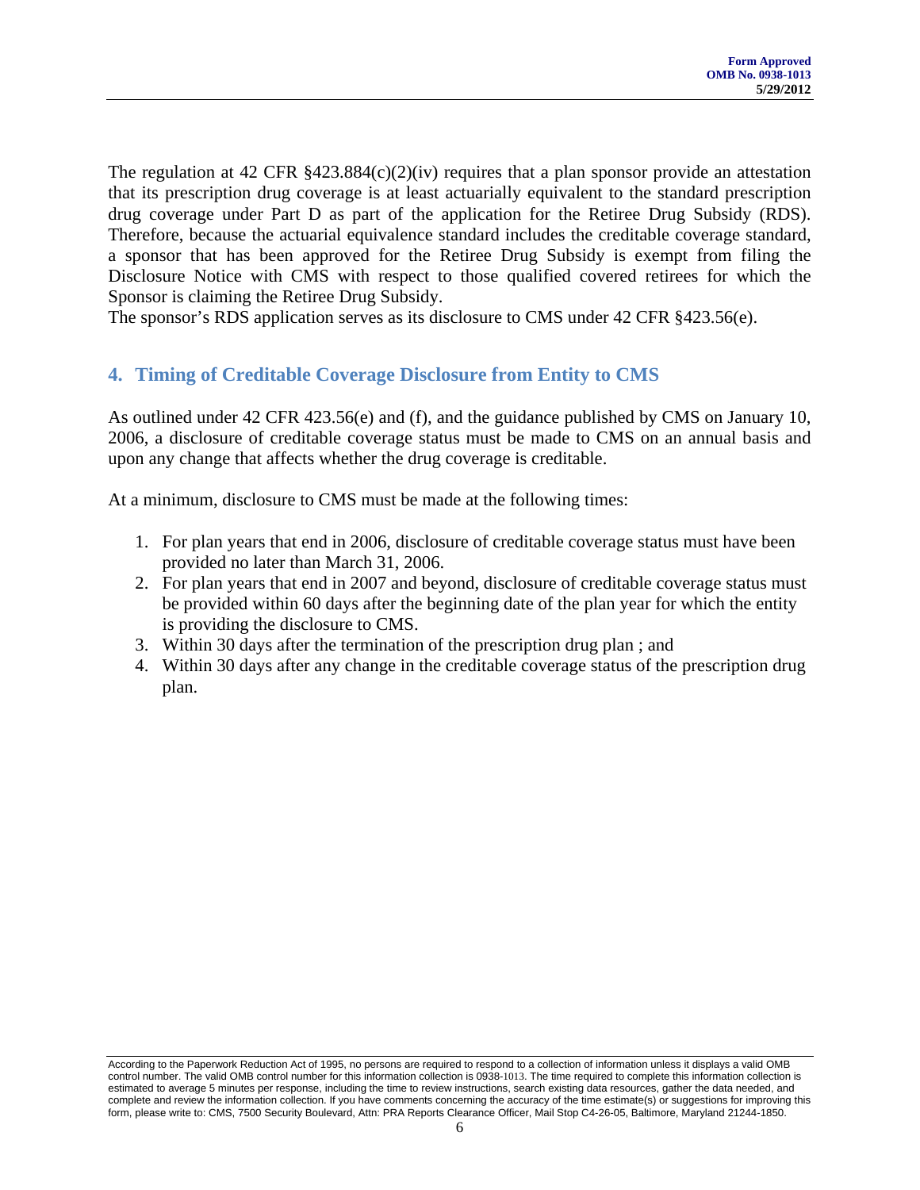The regulation at 42 CFR §423.884(c)(2)(iv) requires that a plan sponsor provide an attestation that its prescription drug coverage is at least actuarially equivalent to the standard prescription drug coverage under Part D as part of the application for the Retiree Drug Subsidy (RDS). Therefore, because the actuarial equivalence standard includes the creditable coverage standard, a sponsor that has been approved for the Retiree Drug Subsidy is exempt from filing the Disclosure Notice with CMS with respect to those qualified covered retirees for which the Sponsor is claiming the Retiree Drug Subsidy.
The sponsor's RDS application serves as its disclosure to CMS under 42 CFR §423.56(e).

## 4. Timing of Creditable Coverage Disclosure from Entity to CMS

As outlined under 42 CFR 423.56(e) and (f), and the guidance published by CMS on January 10, 2006, a disclosure of creditable coverage status must be made to CMS on an annual basis and upon any change that affects whether the drug coverage is creditable.

At a minimum, disclosure to CMS must be made at the following times:

1. For plan years that end in 2006, disclosure of creditable coverage status must have been provided no later than March 31, 2006.
2. For plan years that end in 2007 and beyond, disclosure of creditable coverage status must be provided within 60 days after the beginning date of the plan year for which the entity is providing the disclosure to CMS.
3. Within 30 days after the termination of the prescription drug plan ; and
4. Within 30 days after any change in the creditable coverage status of the prescription drug plan.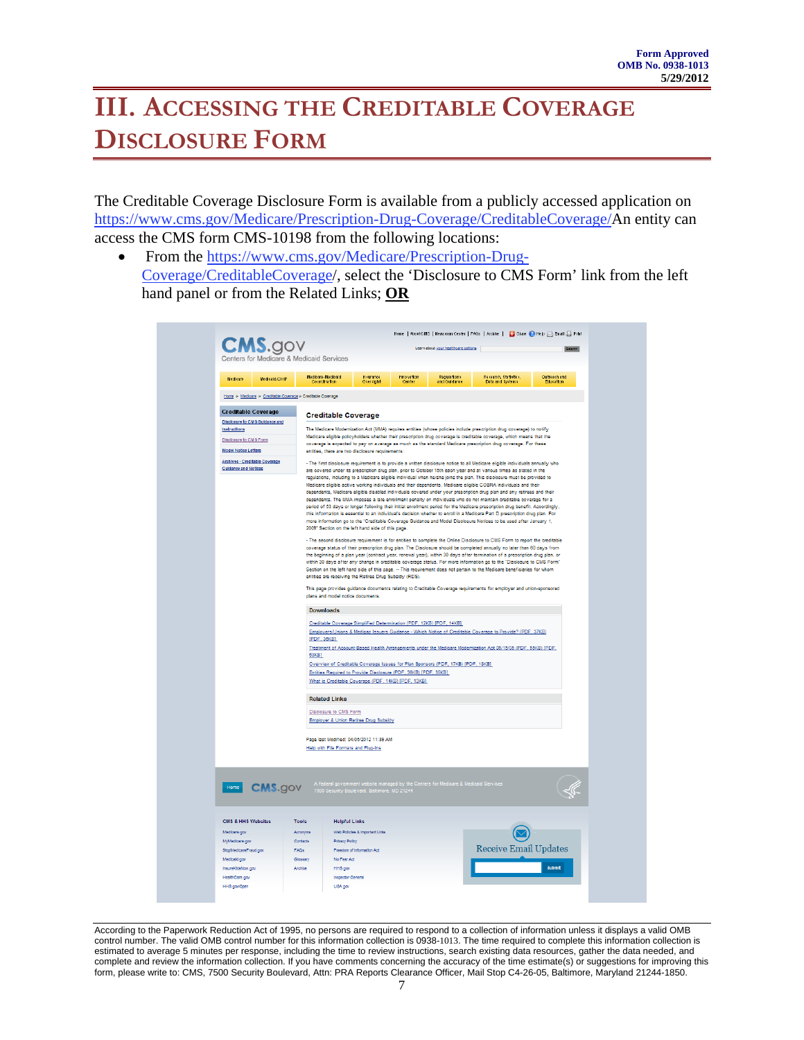Form Approved
OMB No. 0938-1013
5/29/2012

# III. Accessing the Creditable Coverage Disclosure Form

The Creditable Coverage Disclosure Form is available from a publicly accessed application on https://www.cms.gov/Medicare/Prescription-Drug-Coverage/CreditableCoverage/An entity can access the CMS form CMS-10198 from the following locations:

- From the https://www.cms.gov/Medicare/Prescription-Drug-Coverage/CreditableCoverage/, select the 'Disclosure to CMS Form' link from the left hand panel or from the Related Links; **OR**

According to the Paperwork Reduction Act of 1995, no persons are required to respond to a collection of information unless it displays a valid OMB control number. The valid OMB control number for this information collection is 0938-1013. The time required to complete this information collection is estimated to average 5 minutes per response, including the time to review instructions, search existing data resources, gather the data needed, and complete and review the information collection. If you have comments concerning the accuracy of the time estimate(s) or suggestions for improving this form, please write to: CMS, 7500 Security Boulevard, Attn: PRA Reports Clearance Officer, Mail Stop C4-26-05, Baltimore, Maryland 21244-1850.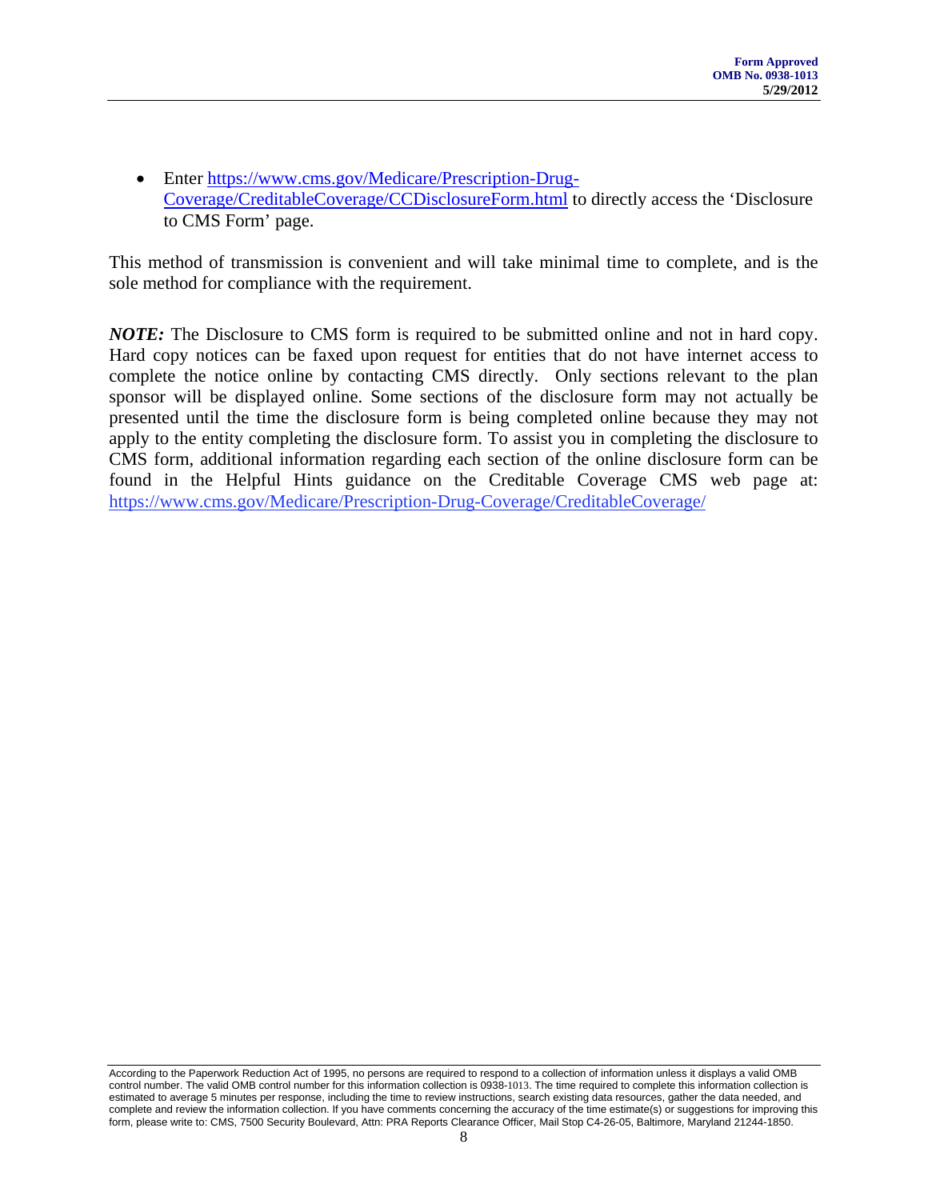- Enter https://www.cms.gov/Medicare/Prescription-Drug-Coverage/CreditableCoverage/CCDisclosureForm.html to directly access the 'Disclosure to CMS Form' page.

This method of transmission is convenient and will take minimal time to complete, and is the sole method for compliance with the requirement.

***NOTE:*** The Disclosure to CMS form is required to be submitted online and not in hard copy. Hard copy notices can be faxed upon request for entities that do not have internet access to complete the notice online by contacting CMS directly. Only sections relevant to the plan sponsor will be displayed online. Some sections of the disclosure form may not actually be presented until the time the disclosure form is being completed online because they may not apply to the entity completing the disclosure form. To assist you in completing the disclosure to CMS form, additional information regarding each section of the online disclosure form can be found in the Helpful Hints guidance on the Creditable Coverage CMS web page at: https://www.cms.gov/Medicare/Prescription-Drug-Coverage/CreditableCoverage/

According to the Paperwork Reduction Act of 1995, no persons are required to respond to a collection of information unless it displays a valid OMB control number. The valid OMB control number for this information collection is 0938-1013. The time required to complete this information collection is estimated to average 5 minutes per response, including the time to review instructions, search existing data resources, gather the data needed, and complete and review the information collection. If you have comments concerning the accuracy of the time estimate(s) or suggestions for improving this form, please write to: CMS, 7500 Security Boulevard, Attn: PRA Reports Clearance Officer, Mail Stop C4-26-05, Baltimore, Maryland 21244-1850.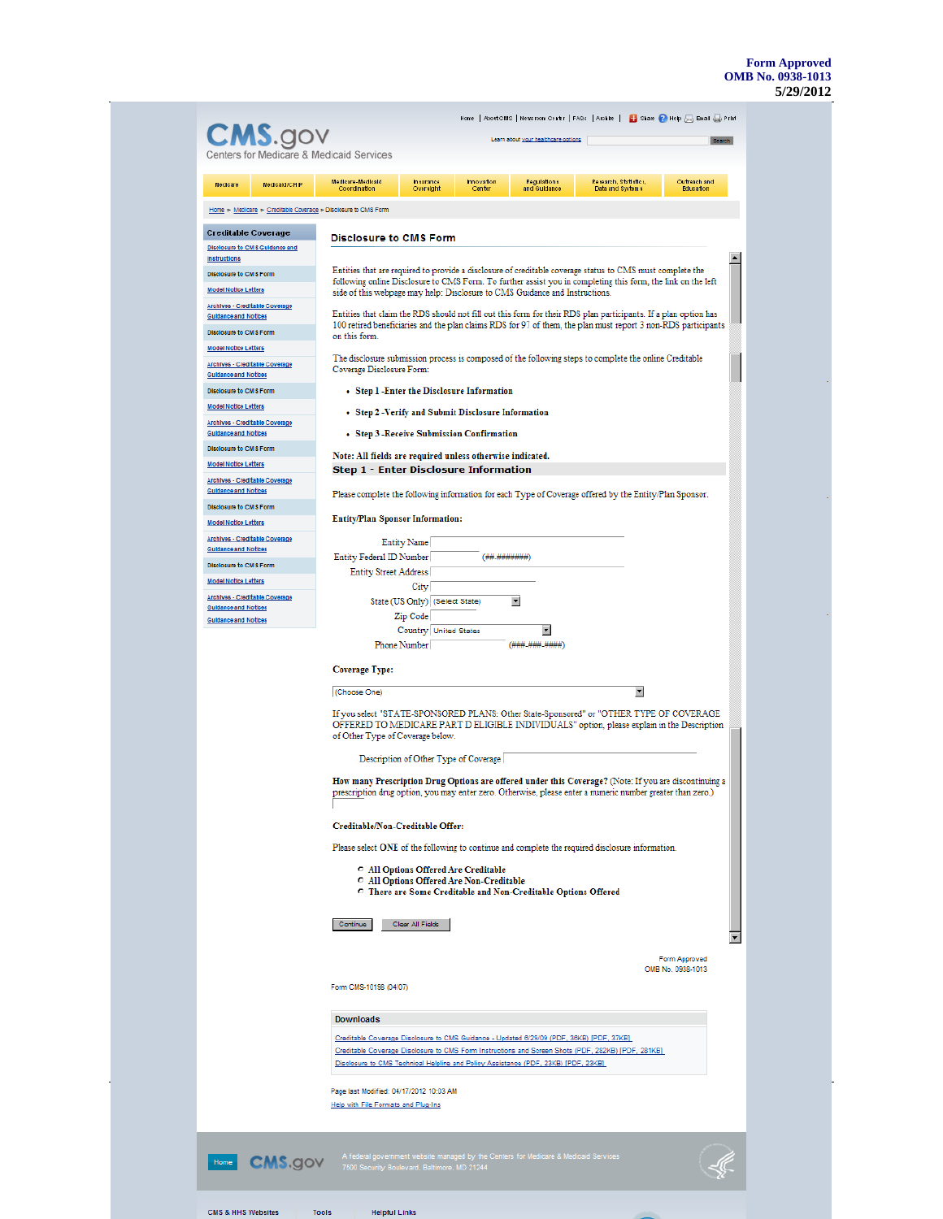Form Approved
OMB No. 0938-1013
5/29/2012

CMS.gov
Centers for Medicare & Medicaid Services

Home | About CMS | Newsroom Center | FAQs | Archive | Share Help Email Print

Learn about your healthcare options [Search]

Medicare | Medicaid/CHIP | Medicare-Medicaid Coordination | Insurance Oversight | Innovation Center | Regulations and Guidance | Research, Statistics, Data and Systems | Outreach and Education

Home > Medicare > Creditable Coverage > Disclosure to CMS Form

**Creditable Coverage**

- Disclosure to CMS Guidance and Instructions
- Disclosure to CMS Form
- Model Notice Letters
- Archives - Creditable Coverage Guidance and Notices
- Disclosure to CMS Form
- Model Notice Letters
- Archives - Creditable Coverage Guidance and Notices
- Disclosure to CMS Form
- Model Notice Letters
- Archives - Creditable Coverage Guidance and Notices
- Disclosure to CMS Form
- Model Notice Letters
- Archives - Creditable Coverage Guidance and Notices
- Disclosure to CMS Form
- Model Notice Letters
- Archives - Creditable Coverage Guidance and Notices
- Disclosure to CMS Form
- Model Notice Letters
- Archives - Creditable Coverage Guidance and Notices
- Guidance and Notices

## Disclosure to CMS Form

Entities that are required to provide a disclosure of creditable coverage status to CMS must complete the following online Disclosure to CMS Form. To further assist you in completing this form, the link on the left side of this webpage may help: Disclosure to CMS Guidance and Instructions.

Entities that claim the RDS should not fill out this form for their RDS plan participants. If a plan option has 100 retired beneficiaries and the plan claims RDS for 97 of them, the plan must report 3 non-RDS participants on this form.

The disclosure submission process is composed of the following steps to complete the online Creditable Coverage Disclosure Form:

- **Step 1 -Enter the Disclosure Information**
- **Step 2 -Verify and Submit Disclosure Information**
- **Step 3 -Receive Submission Confirmation**

**Note: All fields are required unless otherwise indicated.**

### Step 1 - Enter Disclosure Information

Please complete the following information for each Type of Coverage offered by the Entity/Plan Sponsor.

**Entity/Plan Sponsor Information:**

Entity Name
Entity Federal ID Number (##-#######)
Entity Street Address
City
State (US Only) (Select State)
Zip Code
Country United States
Phone Number (###-###-####)

**Coverage Type:**

(Choose One)

If you select "STATE-SPONSORED PLANS: Other State-Sponsored" or "OTHER TYPE OF COVERAGE OFFERED TO MEDICARE PART D ELIGIBLE INDIVIDUALS" option, please explain in the Description of Other Type of Coverage below.

Description of Other Type of Coverage

**How many Prescription Drug Options are offered under this Coverage?** (Note: If you are discontinuing a prescription drug option, you may enter zero. Otherwise, please enter a numeric number greater than zero.)

**Creditable/Non-Creditable Offer:**

Please select ONE of the following to continue and complete the required disclosure information.

- **All Options Offered Are Creditable**
- **All Options Offered Are Non-Creditable**
- **There are Some Creditable and Non-Creditable Options Offered**

[Continue] [Clear All Fields]

Form Approved
OMB No. 0938-1013

Form CMS-10198 (04/07)

**Downloads**

- Creditable Coverage Disclosure to CMS Guidance - Updated 6/29/09 (PDF, 36KB) [PDF, 37KB]
- Creditable Coverage Disclosure to CMS Form Instructions and Screen Shots (PDF, 282KB) [PDF, 281KB]
- Disclosure to CMS Technical Helpline and Policy Assistance (PDF, 23KB) [PDF, 23KB]

Page last Modified: 04/17/2012 10:03 AM
Help with File Formats and Plug-Ins

Home CMS.gov A federal government website managed by the Centers for Medicare & Medicaid Services
7500 Security Boulevard, Baltimore, MD 21244

CMS & HHS Websites | Tools | Helpful Links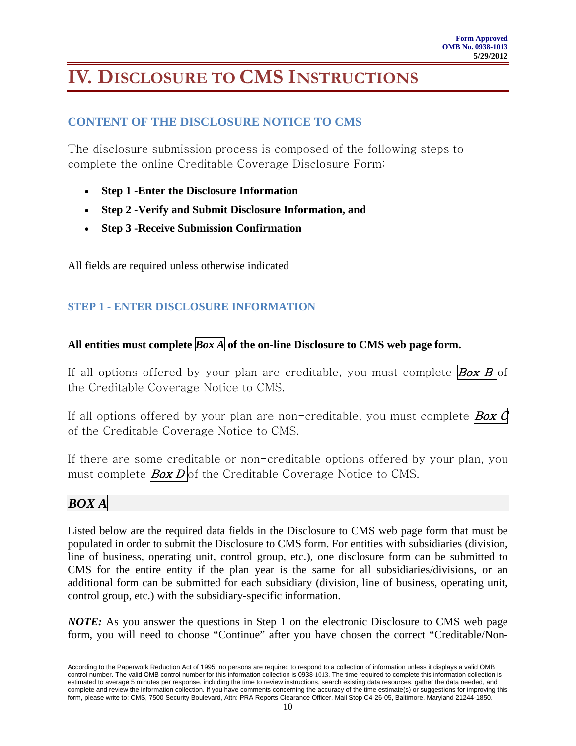# IV. Disclosure to CMS Instructions

## CONTENT OF THE DISCLOSURE NOTICE TO CMS

The disclosure submission process is composed of the following steps to complete the online Creditable Coverage Disclosure Form:

- **Step 1 -Enter the Disclosure Information**
- **Step 2 -Verify and Submit Disclosure Information, and**
- **Step 3 -Receive Submission Confirmation**

All fields are required unless otherwise indicated

### STEP 1 - ENTER DISCLOSURE INFORMATION

**All entities must complete *Box A* of the on-line Disclosure to CMS web page form.**

If all options offered by your plan are creditable, you must complete *Box B* of the Creditable Coverage Notice to CMS.

If all options offered by your plan are non-creditable, you must complete *Box C* of the Creditable Coverage Notice to CMS.

If there are some creditable or non-creditable options offered by your plan, you must complete *Box D* of the Creditable Coverage Notice to CMS.

### *BOX A*

Listed below are the required data fields in the Disclosure to CMS web page form that must be populated in order to submit the Disclosure to CMS form. For entities with subsidiaries (division, line of business, operating unit, control group, etc.), one disclosure form can be submitted to CMS for the entire entity if the plan year is the same for all subsidiaries/divisions, or an additional form can be submitted for each subsidiary (division, line of business, operating unit, control group, etc.) with the subsidiary-specific information.

***NOTE:*** As you answer the questions in Step 1 on the electronic Disclosure to CMS web page form, you will need to choose "Continue" after you have chosen the correct "Creditable/Non-

According to the Paperwork Reduction Act of 1995, no persons are required to respond to a collection of information unless it displays a valid OMB control number. The valid OMB control number for this information collection is 0938-1013. The time required to complete this information collection is estimated to average 5 minutes per response, including the time to review instructions, search existing data resources, gather the data needed, and complete and review the information collection. If you have comments concerning the accuracy of the time estimate(s) or suggestions for improving this form, please write to: CMS, 7500 Security Boulevard, Attn: PRA Reports Clearance Officer, Mail Stop C4-26-05, Baltimore, Maryland 21244-1850.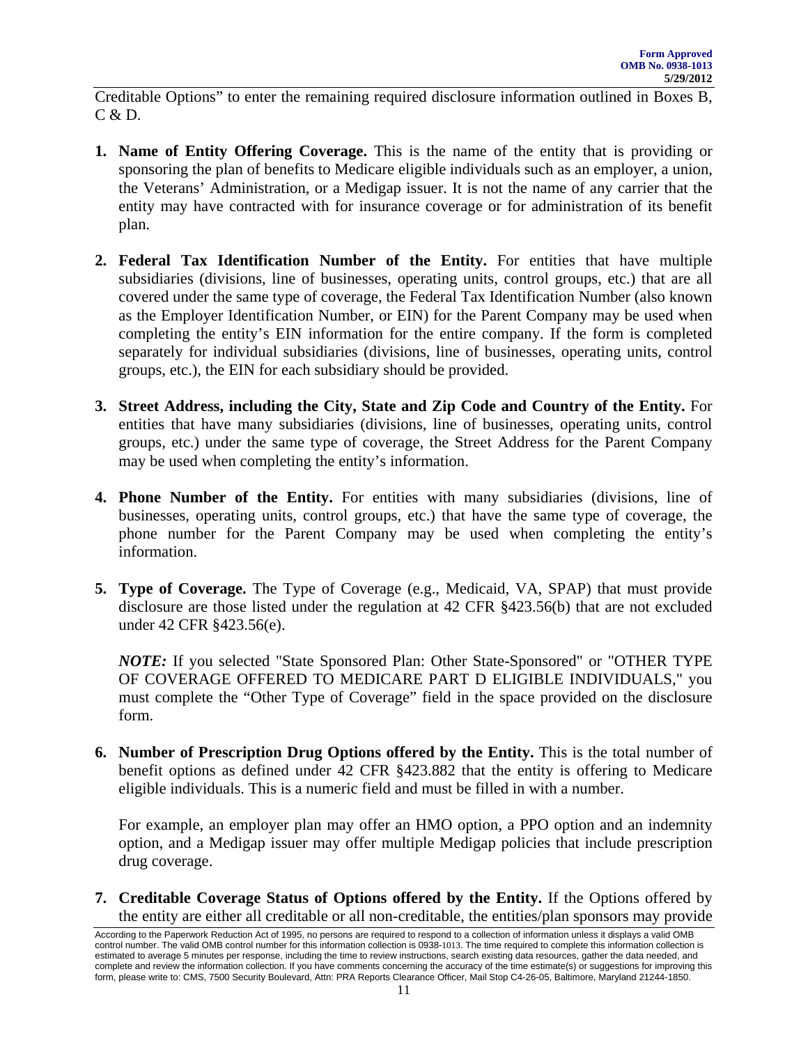Creditable Options" to enter the remaining required disclosure information outlined in Boxes B, C & D.

1. **Name of Entity Offering Coverage.** This is the name of the entity that is providing or sponsoring the plan of benefits to Medicare eligible individuals such as an employer, a union, the Veterans' Administration, or a Medigap issuer. It is not the name of any carrier that the entity may have contracted with for insurance coverage or for administration of its benefit plan.

2. **Federal Tax Identification Number of the Entity.** For entities that have multiple subsidiaries (divisions, line of businesses, operating units, control groups, etc.) that are all covered under the same type of coverage, the Federal Tax Identification Number (also known as the Employer Identification Number, or EIN) for the Parent Company may be used when completing the entity's EIN information for the entire company. If the form is completed separately for individual subsidiaries (divisions, line of businesses, operating units, control groups, etc.), the EIN for each subsidiary should be provided.

3. **Street Address, including the City, State and Zip Code and Country of the Entity.** For entities that have many subsidiaries (divisions, line of businesses, operating units, control groups, etc.) under the same type of coverage, the Street Address for the Parent Company may be used when completing the entity's information.

4. **Phone Number of the Entity.** For entities with many subsidiaries (divisions, line of businesses, operating units, control groups, etc.) that have the same type of coverage, the phone number for the Parent Company may be used when completing the entity's information.

5. **Type of Coverage.** The Type of Coverage (e.g., Medicaid, VA, SPAP) that must provide disclosure are those listed under the regulation at 42 CFR §423.56(b) that are not excluded under 42 CFR §423.56(e).

   ***NOTE:*** If you selected "State Sponsored Plan: Other State-Sponsored" or "OTHER TYPE OF COVERAGE OFFERED TO MEDICARE PART D ELIGIBLE INDIVIDUALS," you must complete the "Other Type of Coverage" field in the space provided on the disclosure form.

6. **Number of Prescription Drug Options offered by the Entity.** This is the total number of benefit options as defined under 42 CFR §423.882 that the entity is offering to Medicare eligible individuals. This is a numeric field and must be filled in with a number.

   For example, an employer plan may offer an HMO option, a PPO option and an indemnity option, and a Medigap issuer may offer multiple Medigap policies that include prescription drug coverage.

7. **Creditable Coverage Status of Options offered by the Entity.** If the Options offered by the entity are either all creditable or all non-creditable, the entities/plan sponsors may provide

According to the Paperwork Reduction Act of 1995, no persons are required to respond to a collection of information unless it displays a valid OMB control number. The valid OMB control number for this information collection is 0938-1013. The time required to complete this information collection is estimated to average 5 minutes per response, including the time to review instructions, search existing data resources, gather the data needed, and complete and review the information collection. If you have comments concerning the accuracy of the time estimate(s) or suggestions for improving this form, please write to: CMS, 7500 Security Boulevard, Attn: PRA Reports Clearance Officer, Mail Stop C4-26-05, Baltimore, Maryland 21244-1850.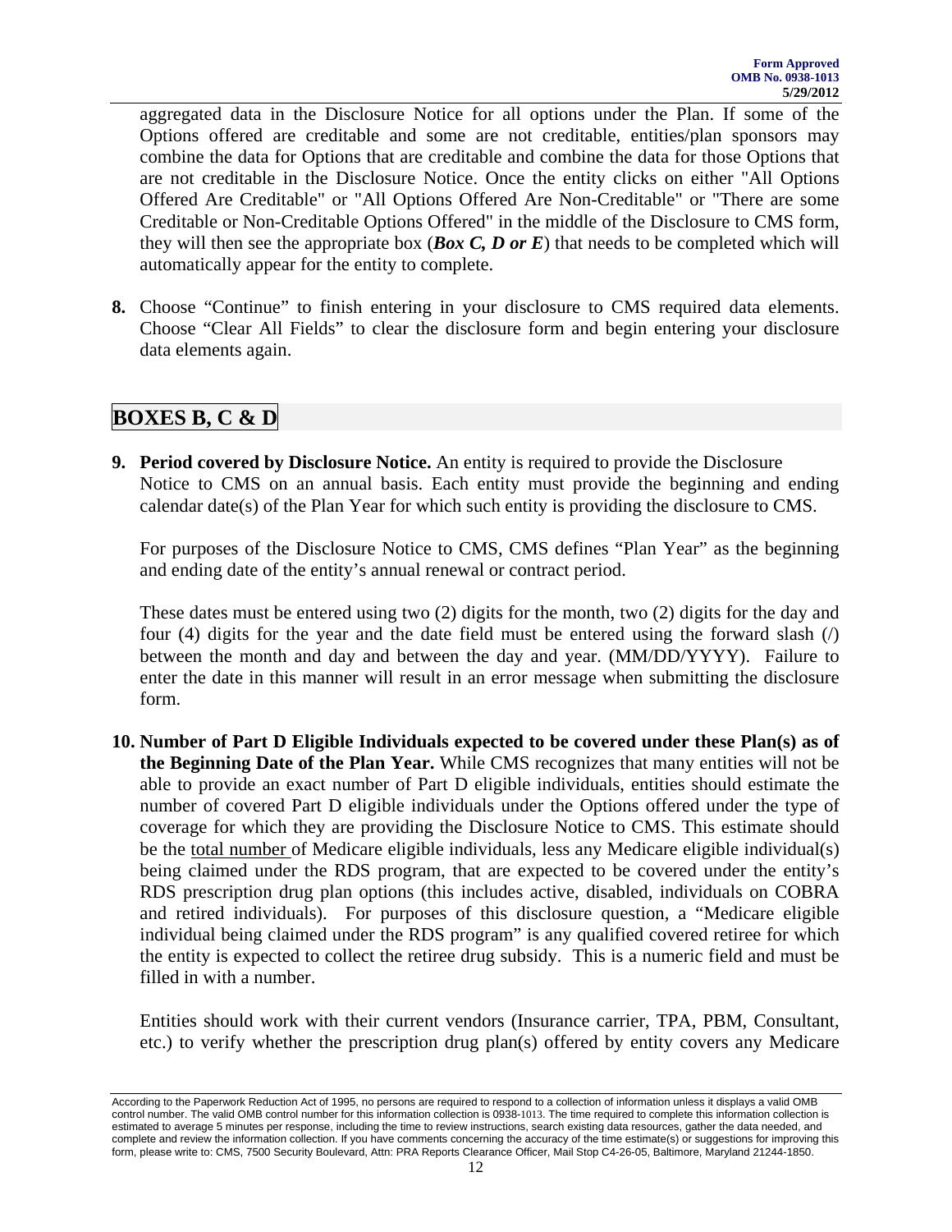aggregated data in the Disclosure Notice for all options under the Plan. If some of the Options offered are creditable and some are not creditable, entities/plan sponsors may combine the data for Options that are creditable and combine the data for those Options that are not creditable in the Disclosure Notice. Once the entity clicks on either "All Options Offered Are Creditable" or "All Options Offered Are Non-Creditable" or "There are some Creditable or Non-Creditable Options Offered" in the middle of the Disclosure to CMS form, they will then see the appropriate box (***Box C, D or E***) that needs to be completed which will automatically appear for the entity to complete.

**8.** Choose "Continue" to finish entering in your disclosure to CMS required data elements. Choose "Clear All Fields" to clear the disclosure form and begin entering your disclosure data elements again.

## BOXES B, C & D

**9. Period covered by Disclosure Notice.** An entity is required to provide the Disclosure Notice to CMS on an annual basis. Each entity must provide the beginning and ending calendar date(s) of the Plan Year for which such entity is providing the disclosure to CMS.

For purposes of the Disclosure Notice to CMS, CMS defines "Plan Year" as the beginning and ending date of the entity's annual renewal or contract period.

These dates must be entered using two (2) digits for the month, two (2) digits for the day and four (4) digits for the year and the date field must be entered using the forward slash (/) between the month and day and between the day and year. (MM/DD/YYYY). Failure to enter the date in this manner will result in an error message when submitting the disclosure form.

**10. Number of Part D Eligible Individuals expected to be covered under these Plan(s) as of the Beginning Date of the Plan Year.** While CMS recognizes that many entities will not be able to provide an exact number of Part D eligible individuals, entities should estimate the number of covered Part D eligible individuals under the Options offered under the type of coverage for which they are providing the Disclosure Notice to CMS. This estimate should be the total number of Medicare eligible individuals, less any Medicare eligible individual(s) being claimed under the RDS program, that are expected to be covered under the entity's RDS prescription drug plan options (this includes active, disabled, individuals on COBRA and retired individuals). For purposes of this disclosure question, a "Medicare eligible individual being claimed under the RDS program" is any qualified covered retiree for which the entity is expected to collect the retiree drug subsidy. This is a numeric field and must be filled in with a number.

Entities should work with their current vendors (Insurance carrier, TPA, PBM, Consultant, etc.) to verify whether the prescription drug plan(s) offered by entity covers any Medicare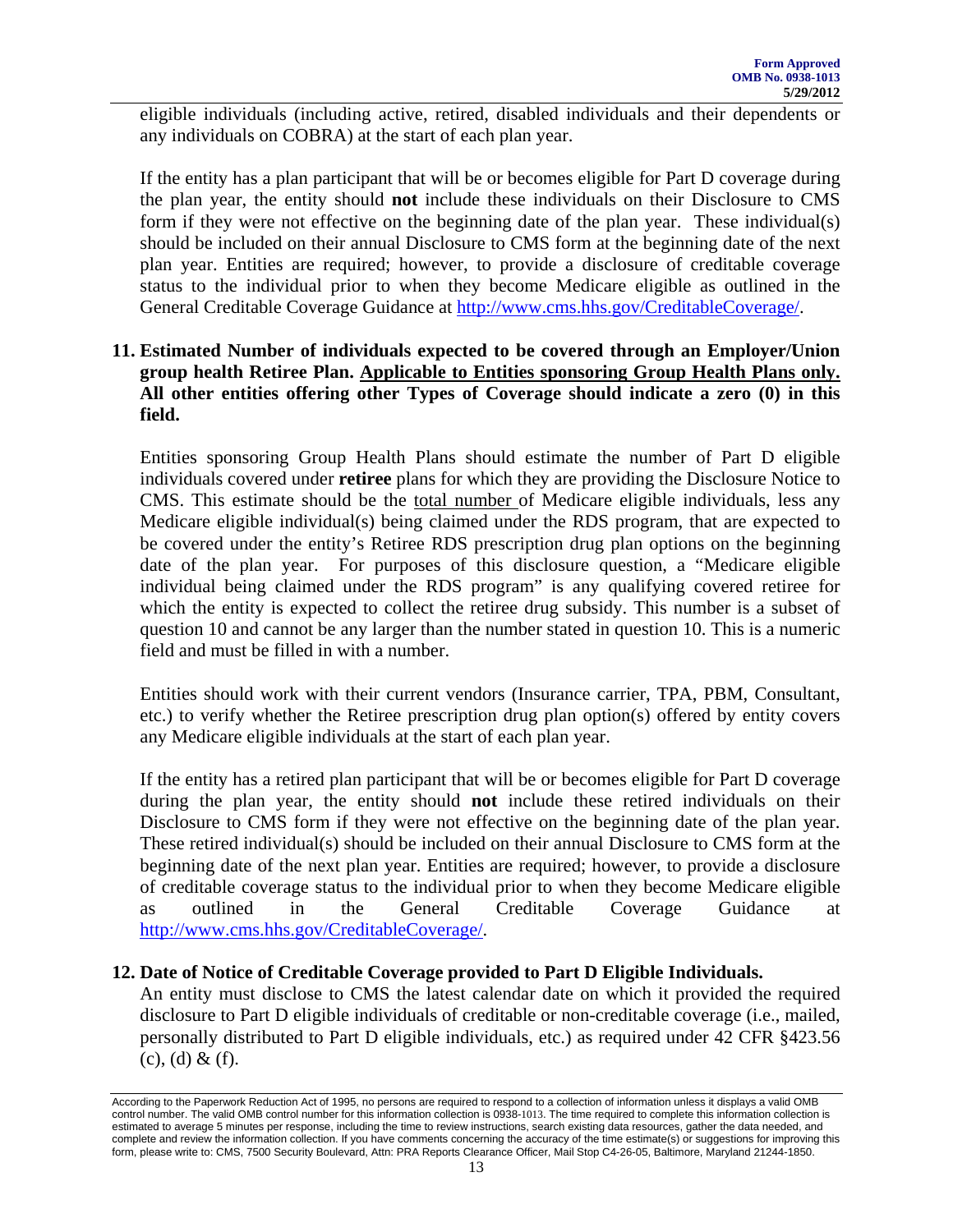eligible individuals (including active, retired, disabled individuals and their dependents or any individuals on COBRA) at the start of each plan year.

If the entity has a plan participant that will be or becomes eligible for Part D coverage during the plan year, the entity should **not** include these individuals on their Disclosure to CMS form if they were not effective on the beginning date of the plan year. These individual(s) should be included on their annual Disclosure to CMS form at the beginning date of the next plan year. Entities are required; however, to provide a disclosure of creditable coverage status to the individual prior to when they become Medicare eligible as outlined in the General Creditable Coverage Guidance at http://www.cms.hhs.gov/CreditableCoverage/.

**11. Estimated Number of individuals expected to be covered through an Employer/Union group health Retiree Plan. Applicable to Entities sponsoring Group Health Plans only. All other entities offering other Types of Coverage should indicate a zero (0) in this field.**

Entities sponsoring Group Health Plans should estimate the number of Part D eligible individuals covered under **retiree** plans for which they are providing the Disclosure Notice to CMS. This estimate should be the total number of Medicare eligible individuals, less any Medicare eligible individual(s) being claimed under the RDS program, that are expected to be covered under the entity's Retiree RDS prescription drug plan options on the beginning date of the plan year. For purposes of this disclosure question, a "Medicare eligible individual being claimed under the RDS program" is any qualifying covered retiree for which the entity is expected to collect the retiree drug subsidy. This number is a subset of question 10 and cannot be any larger than the number stated in question 10. This is a numeric field and must be filled in with a number.

Entities should work with their current vendors (Insurance carrier, TPA, PBM, Consultant, etc.) to verify whether the Retiree prescription drug plan option(s) offered by entity covers any Medicare eligible individuals at the start of each plan year.

If the entity has a retired plan participant that will be or becomes eligible for Part D coverage during the plan year, the entity should **not** include these retired individuals on their Disclosure to CMS form if they were not effective on the beginning date of the plan year. These retired individual(s) should be included on their annual Disclosure to CMS form at the beginning date of the next plan year. Entities are required; however, to provide a disclosure of creditable coverage status to the individual prior to when they become Medicare eligible as outlined in the General Creditable Coverage Guidance at http://www.cms.hhs.gov/CreditableCoverage/.

**12. Date of Notice of Creditable Coverage provided to Part D Eligible Individuals.**
An entity must disclose to CMS the latest calendar date on which it provided the required disclosure to Part D eligible individuals of creditable or non-creditable coverage (i.e., mailed, personally distributed to Part D eligible individuals, etc.) as required under 42 CFR §423.56 (c), (d) & (f).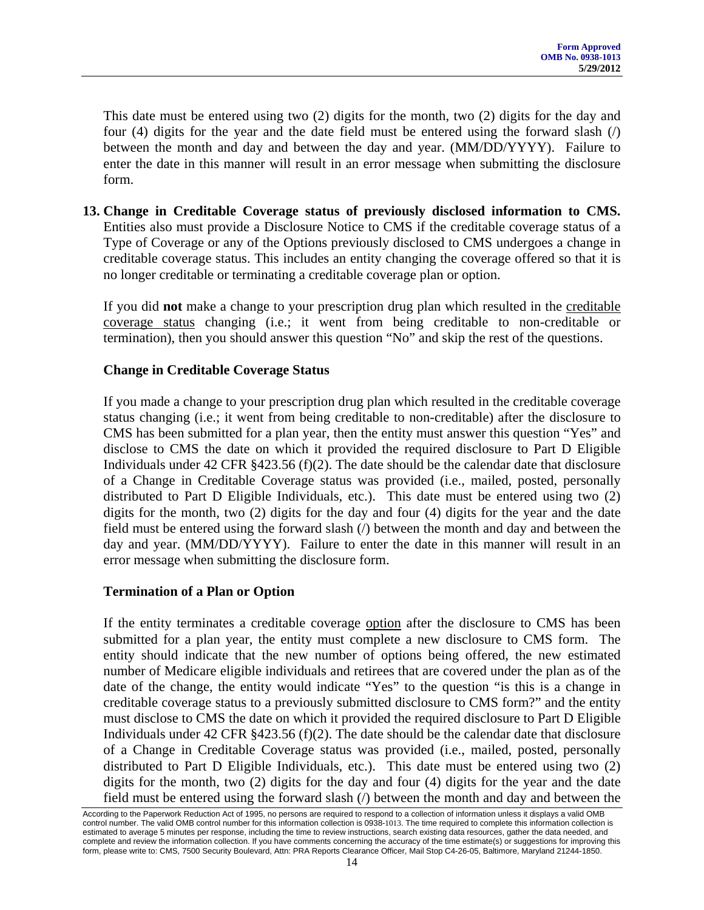This date must be entered using two (2) digits for the month, two (2) digits for the day and four (4) digits for the year and the date field must be entered using the forward slash (/) between the month and day and between the day and year. (MM/DD/YYYY). Failure to enter the date in this manner will result in an error message when submitting the disclosure form.

**13. Change in Creditable Coverage status of previously disclosed information to CMS.** Entities also must provide a Disclosure Notice to CMS if the creditable coverage status of a Type of Coverage or any of the Options previously disclosed to CMS undergoes a change in creditable coverage status. This includes an entity changing the coverage offered so that it is no longer creditable or terminating a creditable coverage plan or option.

If you did **not** make a change to your prescription drug plan which resulted in the creditable coverage status changing (i.e.; it went from being creditable to non-creditable or termination), then you should answer this question "No" and skip the rest of the questions.

**Change in Creditable Coverage Status**

If you made a change to your prescription drug plan which resulted in the creditable coverage status changing (i.e.; it went from being creditable to non-creditable) after the disclosure to CMS has been submitted for a plan year, then the entity must answer this question "Yes" and disclose to CMS the date on which it provided the required disclosure to Part D Eligible Individuals under 42 CFR §423.56 (f)(2). The date should be the calendar date that disclosure of a Change in Creditable Coverage status was provided (i.e., mailed, posted, personally distributed to Part D Eligible Individuals, etc.). This date must be entered using two (2) digits for the month, two (2) digits for the day and four (4) digits for the year and the date field must be entered using the forward slash (/) between the month and day and between the day and year. (MM/DD/YYYY). Failure to enter the date in this manner will result in an error message when submitting the disclosure form.

**Termination of a Plan or Option**

If the entity terminates a creditable coverage option after the disclosure to CMS has been submitted for a plan year, the entity must complete a new disclosure to CMS form. The entity should indicate that the new number of options being offered, the new estimated number of Medicare eligible individuals and retirees that are covered under the plan as of the date of the change, the entity would indicate "Yes" to the question "is this is a change in creditable coverage status to a previously submitted disclosure to CMS form?" and the entity must disclose to CMS the date on which it provided the required disclosure to Part D Eligible Individuals under 42 CFR §423.56 (f)(2). The date should be the calendar date that disclosure of a Change in Creditable Coverage status was provided (i.e., mailed, posted, personally distributed to Part D Eligible Individuals, etc.). This date must be entered using two (2) digits for the month, two (2) digits for the day and four (4) digits for the year and the date field must be entered using the forward slash (/) between the month and day and between the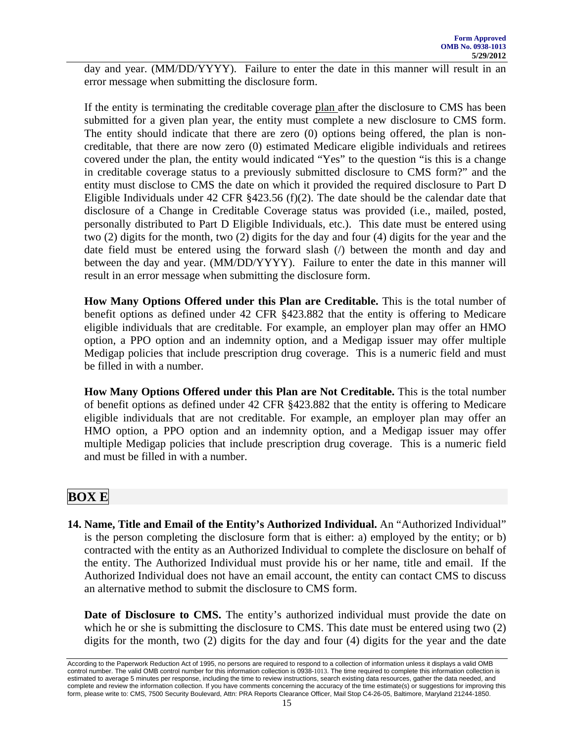day and year. (MM/DD/YYYY). Failure to enter the date in this manner will result in an error message when submitting the disclosure form.

If the entity is terminating the creditable coverage plan after the disclosure to CMS has been submitted for a given plan year, the entity must complete a new disclosure to CMS form. The entity should indicate that there are zero (0) options being offered, the plan is non-creditable, that there are now zero (0) estimated Medicare eligible individuals and retirees covered under the plan, the entity would indicated "Yes" to the question "is this is a change in creditable coverage status to a previously submitted disclosure to CMS form?" and the entity must disclose to CMS the date on which it provided the required disclosure to Part D Eligible Individuals under 42 CFR §423.56 (f)(2). The date should be the calendar date that disclosure of a Change in Creditable Coverage status was provided (i.e., mailed, posted, personally distributed to Part D Eligible Individuals, etc.). This date must be entered using two (2) digits for the month, two (2) digits for the day and four (4) digits for the year and the date field must be entered using the forward slash (/) between the month and day and between the day and year. (MM/DD/YYYY). Failure to enter the date in this manner will result in an error message when submitting the disclosure form.

**How Many Options Offered under this Plan are Creditable.** This is the total number of benefit options as defined under 42 CFR §423.882 that the entity is offering to Medicare eligible individuals that are creditable. For example, an employer plan may offer an HMO option, a PPO option and an indemnity option, and a Medigap issuer may offer multiple Medigap policies that include prescription drug coverage. This is a numeric field and must be filled in with a number.

**How Many Options Offered under this Plan are Not Creditable.** This is the total number of benefit options as defined under 42 CFR §423.882 that the entity is offering to Medicare eligible individuals that are not creditable. For example, an employer plan may offer an HMO option, a PPO option and an indemnity option, and a Medigap issuer may offer multiple Medigap policies that include prescription drug coverage. This is a numeric field and must be filled in with a number.

## BOX E

**14. Name, Title and Email of the Entity's Authorized Individual.** An "Authorized Individual" is the person completing the disclosure form that is either: a) employed by the entity; or b) contracted with the entity as an Authorized Individual to complete the disclosure on behalf of the entity. The Authorized Individual must provide his or her name, title and email. If the Authorized Individual does not have an email account, the entity can contact CMS to discuss an alternative method to submit the disclosure to CMS form.

**Date of Disclosure to CMS.** The entity's authorized individual must provide the date on which he or she is submitting the disclosure to CMS. This date must be entered using two (2) digits for the month, two (2) digits for the day and four (4) digits for the year and the date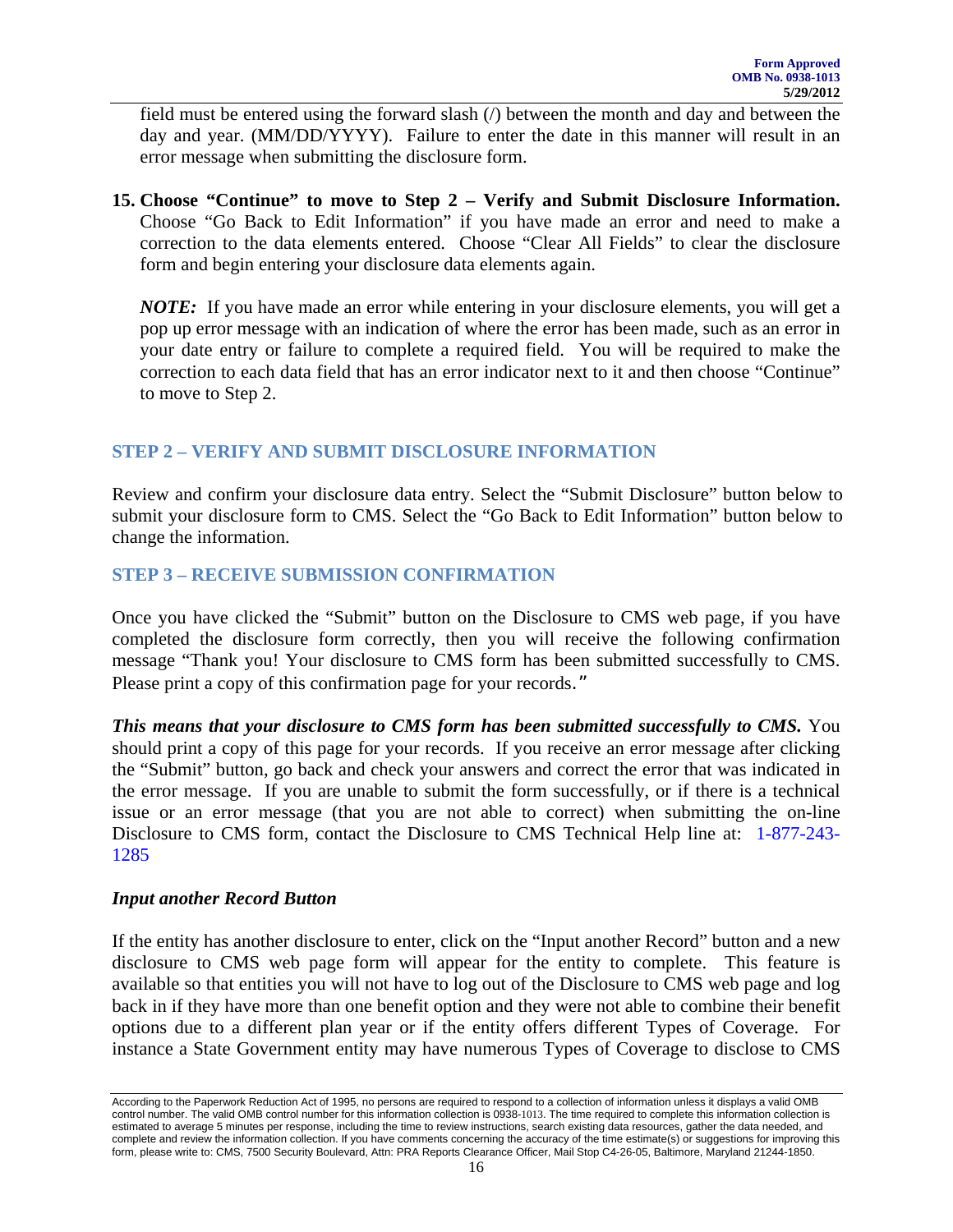field must be entered using the forward slash (/) between the month and day and between the day and year. (MM/DD/YYYY). Failure to enter the date in this manner will result in an error message when submitting the disclosure form.

**15. Choose "Continue" to move to Step 2 – Verify and Submit Disclosure Information.** Choose "Go Back to Edit Information" if you have made an error and need to make a correction to the data elements entered. Choose "Clear All Fields" to clear the disclosure form and begin entering your disclosure data elements again.

***NOTE:*** If you have made an error while entering in your disclosure elements, you will get a pop up error message with an indication of where the error has been made, such as an error in your date entry or failure to complete a required field. You will be required to make the correction to each data field that has an error indicator next to it and then choose "Continue" to move to Step 2.

## STEP 2 – VERIFY AND SUBMIT DISCLOSURE INFORMATION

Review and confirm your disclosure data entry. Select the "Submit Disclosure" button below to submit your disclosure form to CMS. Select the "Go Back to Edit Information" button below to change the information.

## STEP 3 – RECEIVE SUBMISSION CONFIRMATION

Once you have clicked the "Submit" button on the Disclosure to CMS web page, if you have completed the disclosure form correctly, then you will receive the following confirmation message "Thank you! Your disclosure to CMS form has been submitted successfully to CMS. Please print a copy of this confirmation page for your records."

***This means that your disclosure to CMS form has been submitted successfully to CMS.*** You should print a copy of this page for your records. If you receive an error message after clicking the "Submit" button, go back and check your answers and correct the error that was indicated in the error message. If you are unable to submit the form successfully, or if there is a technical issue or an error message (that you are not able to correct) when submitting the on-line Disclosure to CMS form, contact the Disclosure to CMS Technical Help line at: 1-877-243-1285

### *Input another Record Button*

If the entity has another disclosure to enter, click on the "Input another Record" button and a new disclosure to CMS web page form will appear for the entity to complete. This feature is available so that entities you will not have to log out of the Disclosure to CMS web page and log back in if they have more than one benefit option and they were not able to combine their benefit options due to a different plan year or if the entity offers different Types of Coverage. For instance a State Government entity may have numerous Types of Coverage to disclose to CMS

According to the Paperwork Reduction Act of 1995, no persons are required to respond to a collection of information unless it displays a valid OMB control number. The valid OMB control number for this information collection is 0938-1013. The time required to complete this information collection is estimated to average 5 minutes per response, including the time to review instructions, search existing data resources, gather the data needed, and complete and review the information collection. If you have comments concerning the accuracy of the time estimate(s) or suggestions for improving this form, please write to: CMS, 7500 Security Boulevard, Attn: PRA Reports Clearance Officer, Mail Stop C4-26-05, Baltimore, Maryland 21244-1850.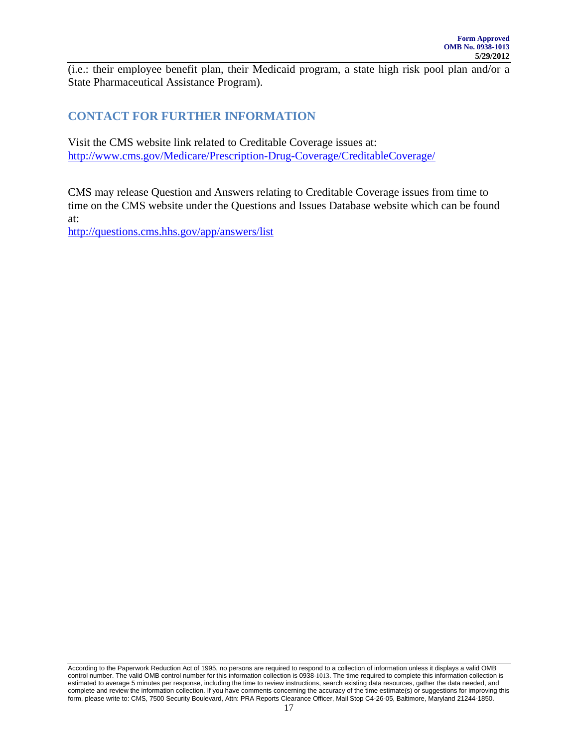(i.e.: their employee benefit plan, their Medicaid program, a state high risk pool plan and/or a State Pharmaceutical Assistance Program).

## CONTACT FOR FURTHER INFORMATION

Visit the CMS website link related to Creditable Coverage issues at:
http://www.cms.gov/Medicare/Prescription-Drug-Coverage/CreditableCoverage/

CMS may release Question and Answers relating to Creditable Coverage issues from time to time on the CMS website under the Questions and Issues Database website which can be found at:
http://questions.cms.hhs.gov/app/answers/list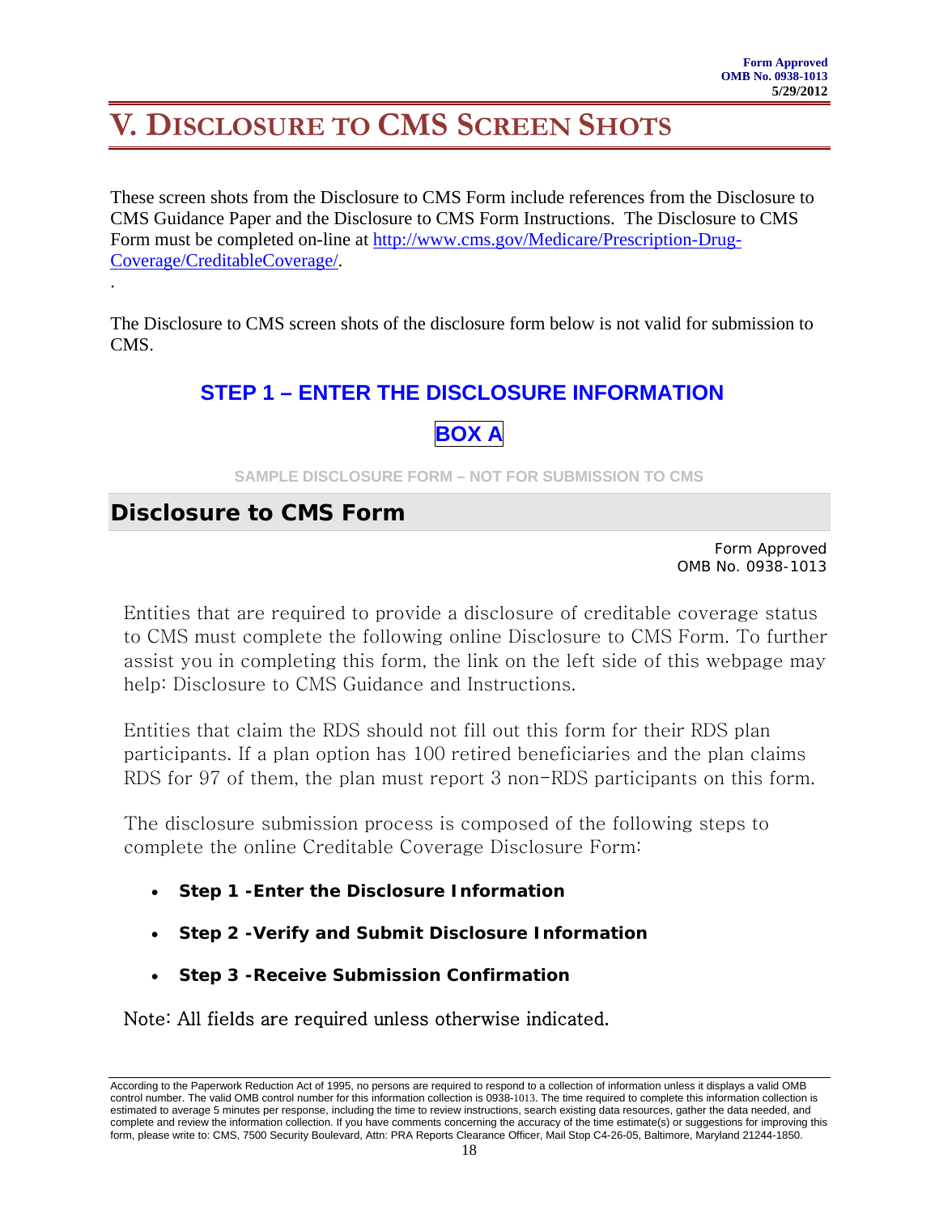Form Approved
OMB No. 0938-1013
5/29/2012

# V. Disclosure to CMS Screen Shots

These screen shots from the Disclosure to CMS Form include references from the Disclosure to CMS Guidance Paper and the Disclosure to CMS Form Instructions. The Disclosure to CMS Form must be completed on-line at http://www.cms.gov/Medicare/Prescription-Drug-Coverage/CreditableCoverage/.

.

The Disclosure to CMS screen shots of the disclosure form below is not valid for submission to CMS.

## STEP 1 – ENTER THE DISCLOSURE INFORMATION

**BOX A**

SAMPLE DISCLOSURE FORM – NOT FOR SUBMISSION TO CMS

## Disclosure to CMS Form

Form Approved
OMB No. 0938-1013

Entities that are required to provide a disclosure of creditable coverage status to CMS must complete the following online Disclosure to CMS Form. To further assist you in completing this form, the link on the left side of this webpage may help: Disclosure to CMS Guidance and Instructions.

Entities that claim the RDS should not fill out this form for their RDS plan participants. If a plan option has 100 retired beneficiaries and the plan claims RDS for 97 of them, the plan must report 3 non-RDS participants on this form.

The disclosure submission process is composed of the following steps to complete the online Creditable Coverage Disclosure Form:

- **Step 1 -Enter the Disclosure Information**
- **Step 2 -Verify and Submit Disclosure Information**
- **Step 3 -Receive Submission Confirmation**

Note: All fields are required unless otherwise indicated.

According to the Paperwork Reduction Act of 1995, no persons are required to respond to a collection of information unless it displays a valid OMB control number. The valid OMB control number for this information collection is 0938-1013. The time required to complete this information collection is estimated to average 5 minutes per response, including the time to review instructions, search existing data resources, gather the data needed, and complete and review the information collection. If you have comments concerning the accuracy of the time estimate(s) or suggestions for improving this form, please write to: CMS, 7500 Security Boulevard, Attn: PRA Reports Clearance Officer, Mail Stop C4-26-05, Baltimore, Maryland 21244-1850.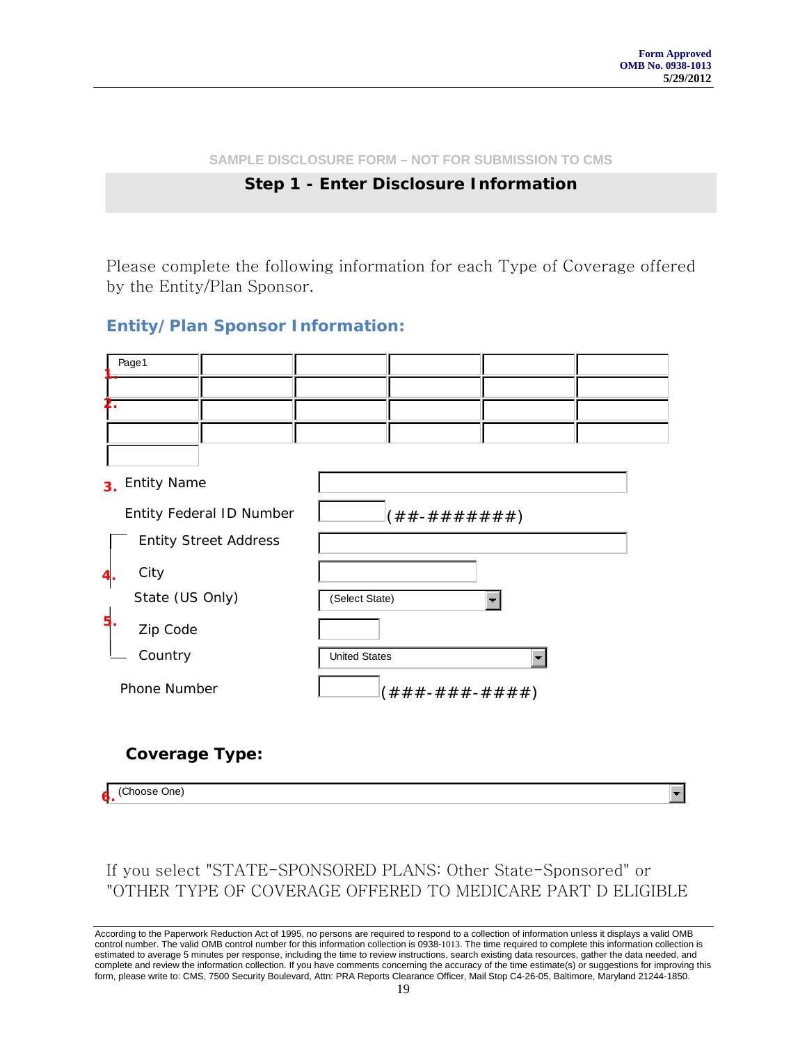Form Approved
OMB No. 0938-1013
5/29/2012

SAMPLE DISCLOSURE FORM – NOT FOR SUBMISSION TO CMS

## Step 1 - Enter Disclosure Information

Please complete the following information for each Type of Coverage offered by the Entity/Plan Sponsor.

### Entity/Plan Sponsor Information:

| Page1 | | | | | |
|---|---|---|---|---|---|
| | | | | | |
| | | | | | |
| | | | | | |
| | | | | | |

| | |
|---|---|
| Entity Name | |
| Entity Federal ID Number | (##-#######) |
| Entity Street Address | |
| City | |
| State (US Only) | (Select State) |
| Zip Code | |
| Country | United States |
| Phone Number | (###-###-####) |

### Coverage Type:

(Choose One)

If you select "STATE-SPONSORED PLANS: Other State-Sponsored" or "OTHER TYPE OF COVERAGE OFFERED TO MEDICARE PART D ELIGIBLE

According to the Paperwork Reduction Act of 1995, no persons are required to respond to a collection of information unless it displays a valid OMB control number. The valid OMB control number for this information collection is 0938-1013. The time required to complete this information collection is estimated to average 5 minutes per response, including the time to review instructions, search existing data resources, gather the data needed, and complete and review the information collection. If you have comments concerning the accuracy of the time estimate(s) or suggestions for improving this form, please write to: CMS, 7500 Security Boulevard, Attn: PRA Reports Clearance Officer, Mail Stop C4-26-05, Baltimore, Maryland 21244-1850.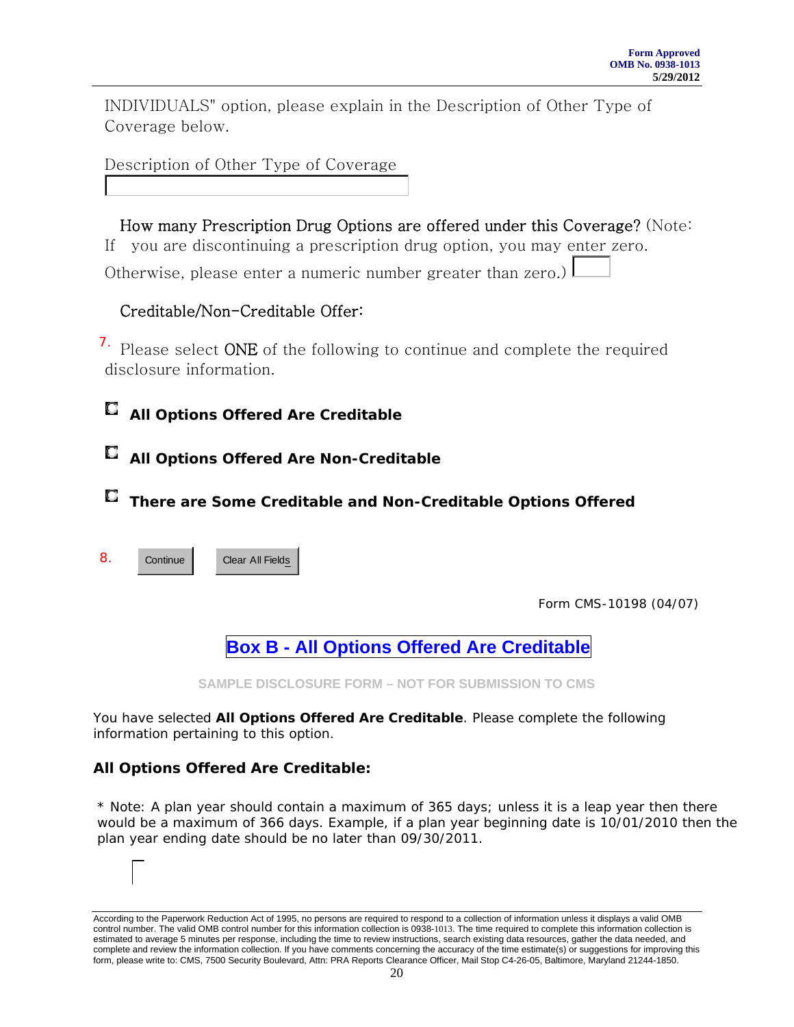INDIVIDUALS" option, please explain in the Description of Other Type of Coverage below.

Description of Other Type of Coverage

How many Prescription Drug Options are offered under this Coverage? (Note: If you are discontinuing a prescription drug option, you may enter zero. Otherwise, please enter a numeric number greater than zero.)

Creditable/Non-Creditable Offer:

7. Please select ONE of the following to continue and complete the required disclosure information.

- **All Options Offered Are Creditable**
- **All Options Offered Are Non-Creditable**
- **There are Some Creditable and Non-Creditable Options Offered**

8. Continue | Clear All Fields

Form CMS-10198 (04/07)

## Box B - All Options Offered Are Creditable

SAMPLE DISCLOSURE FORM – NOT FOR SUBMISSION TO CMS

You have selected **All Options Offered Are Creditable**. Please complete the following information pertaining to this option.

### All Options Offered Are Creditable:

* Note: A plan year should contain a maximum of 365 days; unless it is a leap year then there would be a maximum of 366 days. Example, if a plan year beginning date is 10/01/2010 then the plan year ending date should be no later than 09/30/2011.

According to the Paperwork Reduction Act of 1995, no persons are required to respond to a collection of information unless it displays a valid OMB control number. The valid OMB control number for this information collection is 0938-1013. The time required to complete this information collection is estimated to average 5 minutes per response, including the time to review instructions, search existing data resources, gather the data needed, and complete and review the information collection. If you have comments concerning the accuracy of the time estimate(s) or suggestions for improving this form, please write to: CMS, 7500 Security Boulevard, Attn: PRA Reports Clearance Officer, Mail Stop C4-26-05, Baltimore, Maryland 21244-1850.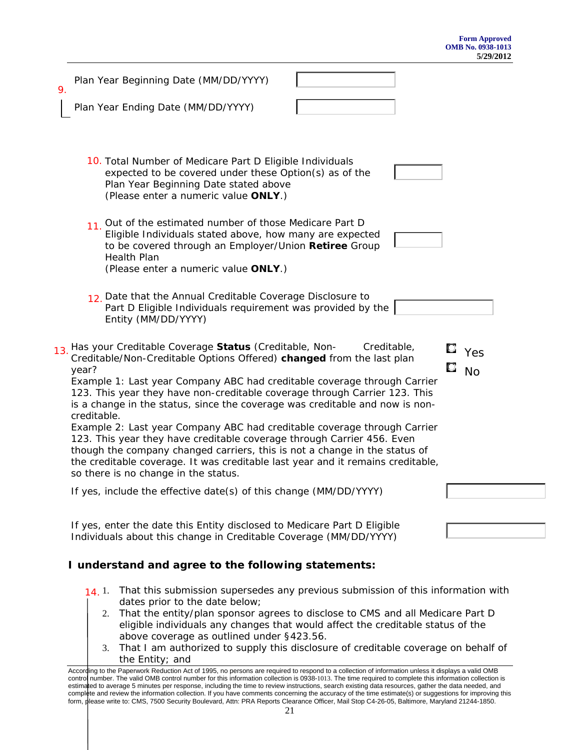9. Plan Year Beginning Date (MM/DD/YYYY)

Plan Year Ending Date (MM/DD/YYYY)

10. Total Number of Medicare Part D Eligible Individuals expected to be covered under these Option(s) as of the Plan Year Beginning Date stated above
(Please enter a numeric value **ONLY**.)

11. Out of the estimated number of those Medicare Part D Eligible Individuals stated above, how many are expected to be covered through an Employer/Union **Retiree** Group Health Plan
(Please enter a numeric value **ONLY**.)

12. Date that the Annual Creditable Coverage Disclosure to Part D Eligible Individuals requirement was provided by the Entity (MM/DD/YYYY)

13. Has your Creditable Coverage **Status** (Creditable, Non-Creditable, Creditable/Non-Creditable Options Offered) **changed** from the last plan year?

- Yes
- No

Example 1: Last year Company ABC had creditable coverage through Carrier 123. This year they have non-creditable coverage through Carrier 123. This is a change in the status, since the coverage was creditable and now is non-creditable.

Example 2: Last year Company ABC had creditable coverage through Carrier 123. This year they have creditable coverage through Carrier 456. Even though the company changed carriers, this is not a change in the status of the creditable coverage. It was creditable last year and it remains creditable, so there is no change in the status.

If yes, include the effective date(s) of this change (MM/DD/YYYY)

If yes, enter the date this Entity disclosed to Medicare Part D Eligible Individuals about this change in Creditable Coverage (MM/DD/YYYY)

**I understand and agree to the following statements:**

14.
1. That this submission supersedes any previous submission of this information with dates prior to the date below;
2. That the entity/plan sponsor agrees to disclose to CMS and all Medicare Part D eligible individuals any changes that would affect the creditable status of the above coverage as outlined under §423.56.
3. That I am authorized to supply this disclosure of creditable coverage on behalf of the Entity; and

According to the Paperwork Reduction Act of 1995, no persons are required to respond to a collection of information unless it displays a valid OMB control number. The valid OMB control number for this information collection is 0938-1013. The time required to complete this information collection is estimated to average 5 minutes per response, including the time to review instructions, search existing data resources, gather the data needed, and complete and review the information collection. If you have comments concerning the accuracy of the time estimate(s) or suggestions for improving this form, please write to: CMS, 7500 Security Boulevard, Attn: PRA Reports Clearance Officer, Mail Stop C4-26-05, Baltimore, Maryland 21244-1850.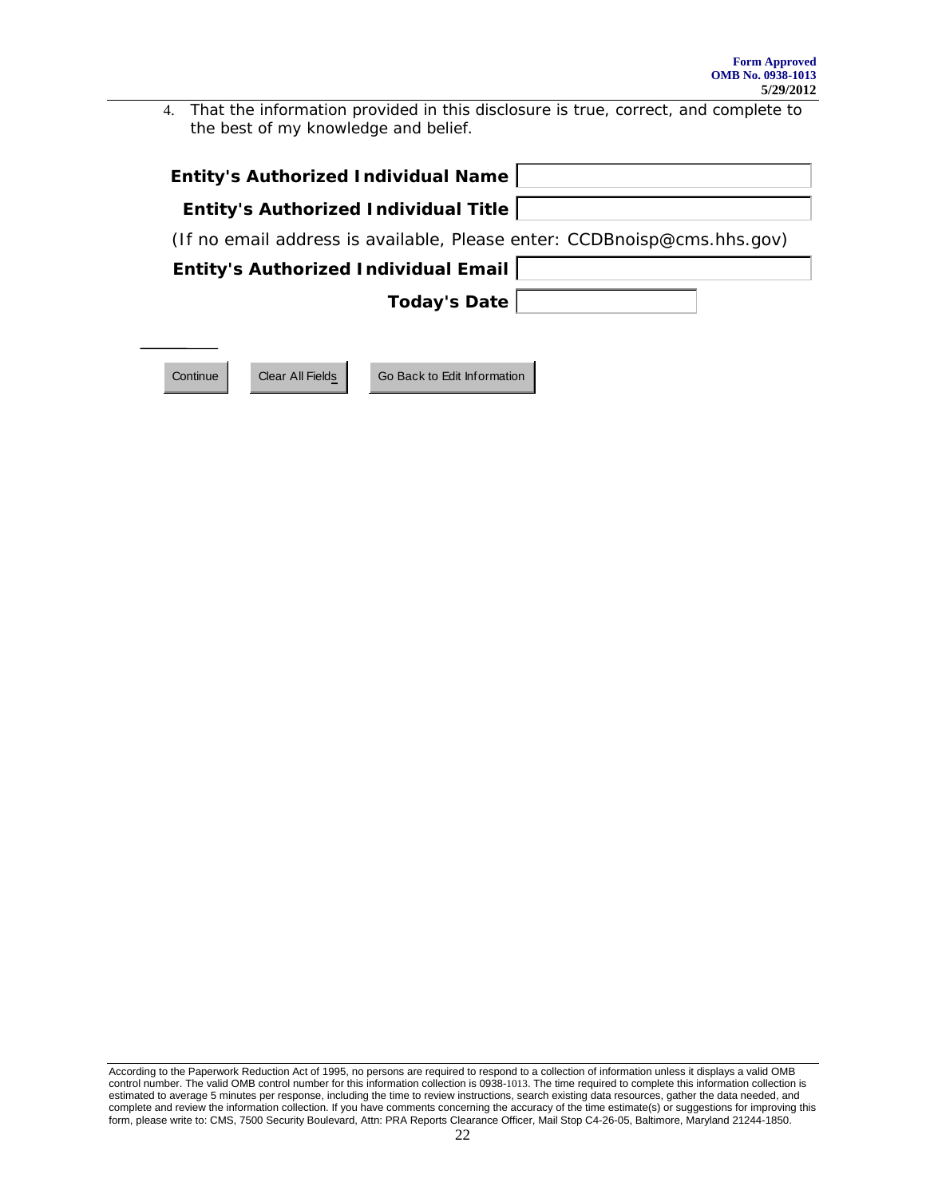4. That the information provided in this disclosure is true, correct, and complete to the best of my knowledge and belief.

**Entity's Authorized Individual Name** ____________________

**Entity's Authorized Individual Title** ____________________

(If no email address is available, Please enter: CCDBnoisp@cms.hhs.gov)

**Entity's Authorized Individual Email** ____________________

**Today's Date** ____________________

Continue | Clear All Fields | Go Back to Edit Information

According to the Paperwork Reduction Act of 1995, no persons are required to respond to a collection of information unless it displays a valid OMB control number. The valid OMB control number for this information collection is 0938-1013. The time required to complete this information collection is estimated to average 5 minutes per response, including the time to review instructions, search existing data resources, gather the data needed, and complete and review the information collection. If you have comments concerning the accuracy of the time estimate(s) or suggestions for improving this form, please write to: CMS, 7500 Security Boulevard, Attn: PRA Reports Clearance Officer, Mail Stop C4-26-05, Baltimore, Maryland 21244-1850.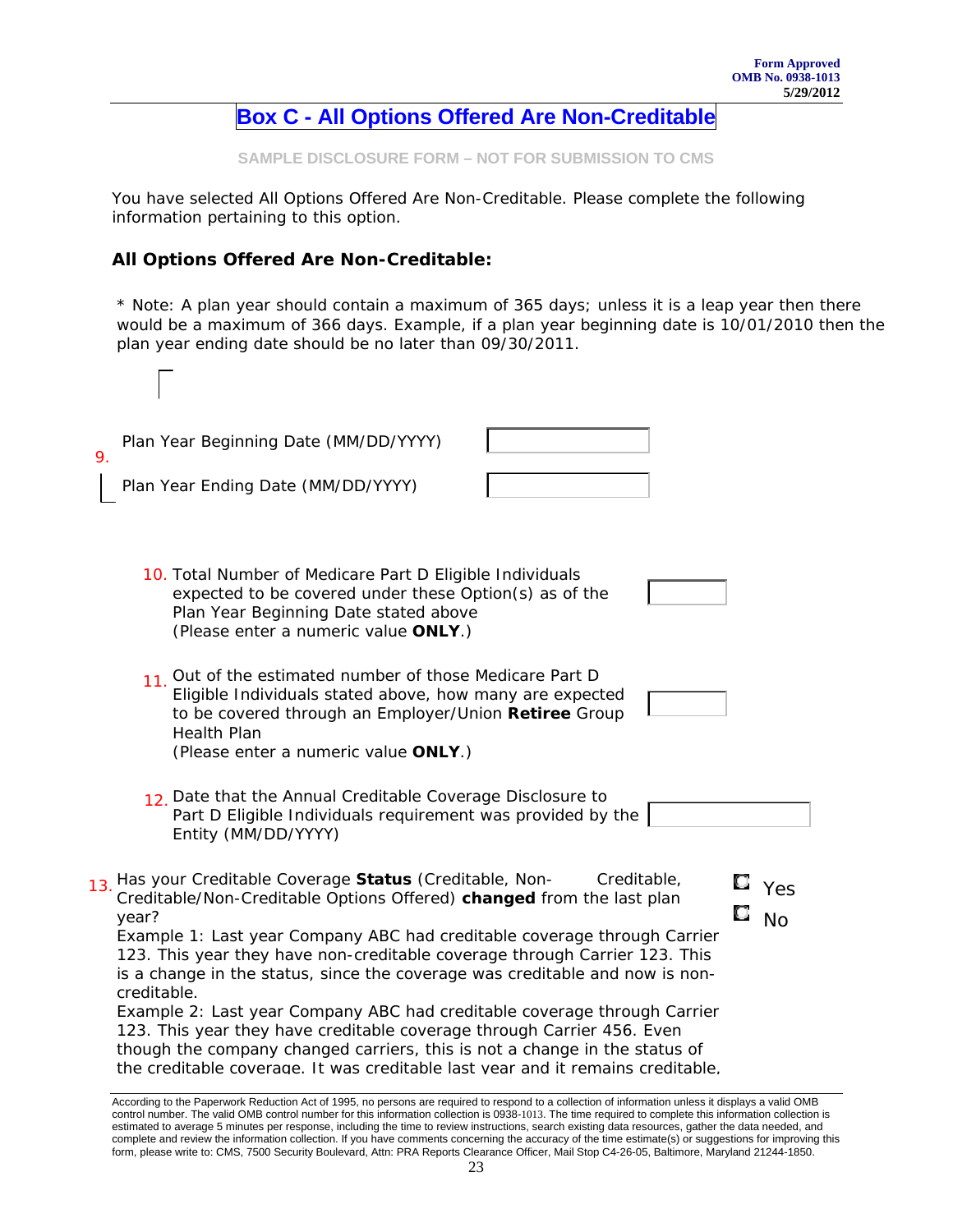Form Approved
OMB No. 0938-1013
5/29/2012

# Box C - All Options Offered Are Non-Creditable

SAMPLE DISCLOSURE FORM – NOT FOR SUBMISSION TO CMS

You have selected All Options Offered Are Non-Creditable. Please complete the following information pertaining to this option.

### All Options Offered Are Non-Creditable:

* Note: A plan year should contain a maximum of 365 days; unless it is a leap year then there would be a maximum of 366 days. Example, if a plan year beginning date is 10/01/2010 then the plan year ending date should be no later than 09/30/2011.

9. Plan Year Beginning Date (MM/DD/YYYY) [ ]

   Plan Year Ending Date (MM/DD/YYYY) [ ]

10. Total Number of Medicare Part D Eligible Individuals expected to be covered under these Option(s) as of the Plan Year Beginning Date stated above (Please enter a numeric value **ONLY**.) [ ]

11. Out of the estimated number of those Medicare Part D Eligible Individuals stated above, how many are expected to be covered through an Employer/Union **Retiree** Group Health Plan (Please enter a numeric value **ONLY**.) [ ]

12. Date that the Annual Creditable Coverage Disclosure to Part D Eligible Individuals requirement was provided by the Entity (MM/DD/YYYY) [ ]

13. Has your Creditable Coverage **Status** (Creditable, Non-Creditable, Creditable/Non-Creditable Options Offered) **changed** from the last plan year?
    Example 1: Last year Company ABC had creditable coverage through Carrier 123. This year they have non-creditable coverage through Carrier 123. This is a change in the status, since the coverage was creditable and now is non-creditable.
    Example 2: Last year Company ABC had creditable coverage through Carrier 123. This year they have creditable coverage through Carrier 456. Even though the company changed carriers, this is not a change in the status of the creditable coverage. It was creditable last year and it remains creditable,

    ◻ Yes
    ◻ No

According to the Paperwork Reduction Act of 1995, no persons are required to respond to a collection of information unless it displays a valid OMB control number. The valid OMB control number for this information collection is 0938-1013. The time required to complete this information collection is estimated to average 5 minutes per response, including the time to review instructions, search existing data resources, gather the data needed, and complete and review the information collection. If you have comments concerning the accuracy of the time estimate(s) or suggestions for improving this form, please write to: CMS, 7500 Security Boulevard, Attn: PRA Reports Clearance Officer, Mail Stop C4-26-05, Baltimore, Maryland 21244-1850.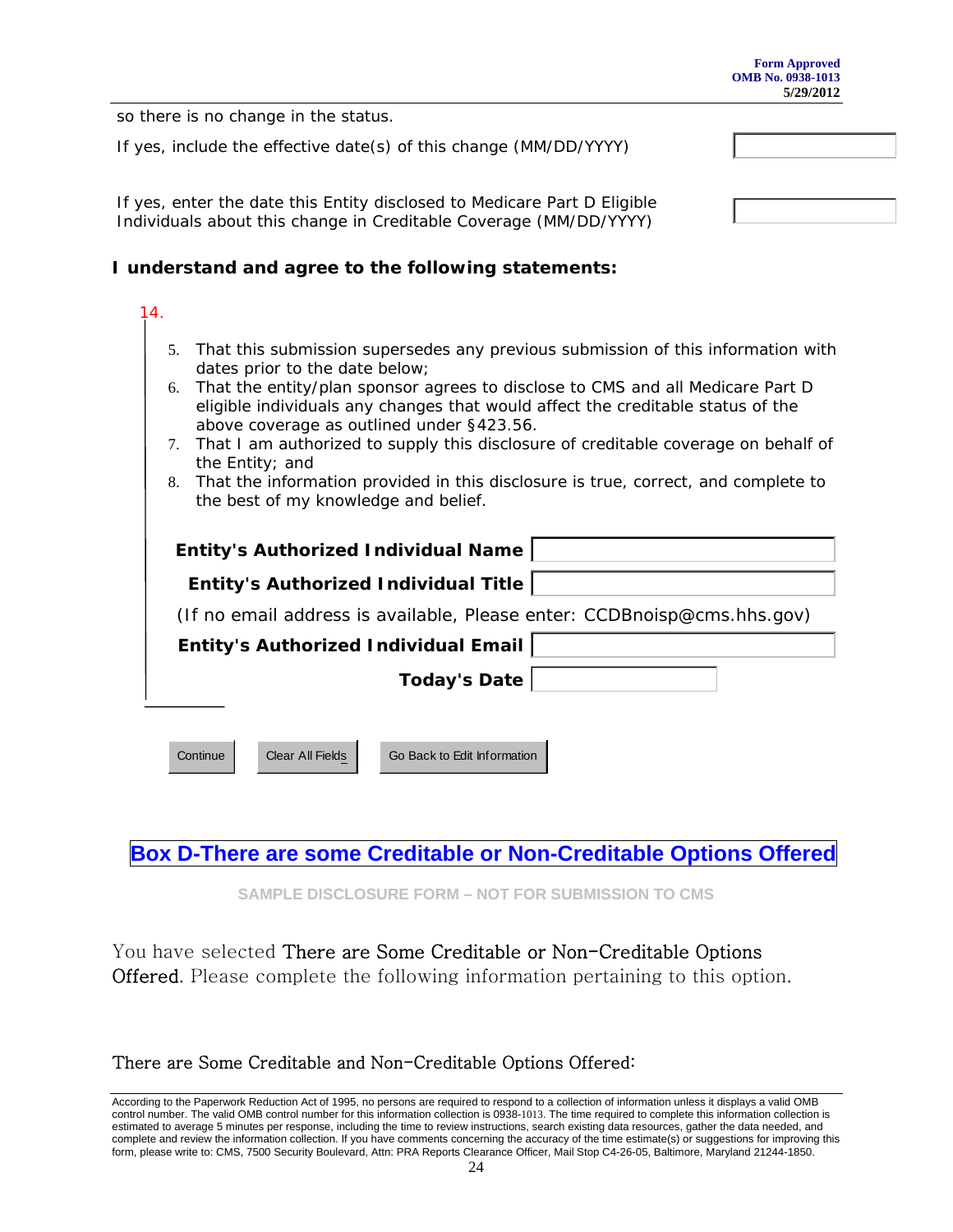so there is no change in the status.

If yes, include the effective date(s) of this change (MM/DD/YYYY)

If yes, enter the date this Entity disclosed to Medicare Part D Eligible Individuals about this change in Creditable Coverage (MM/DD/YYYY)

**I understand and agree to the following statements:**

14.

5. That this submission supersedes any previous submission of this information with dates prior to the date below;
6. That the entity/plan sponsor agrees to disclose to CMS and all Medicare Part D eligible individuals any changes that would affect the creditable status of the above coverage as outlined under §423.56.
7. That I am authorized to supply this disclosure of creditable coverage on behalf of the Entity; and
8. That the information provided in this disclosure is true, correct, and complete to the best of my knowledge and belief.

**Entity's Authorized Individual Name**

**Entity's Authorized Individual Title**

(If no email address is available, Please enter: CCDBnoisp@cms.hhs.gov)

**Entity's Authorized Individual Email**

**Today's Date**

Continue | Clear All Fields | Go Back to Edit Information

## Box D-There are some Creditable or Non-Creditable Options Offered

SAMPLE DISCLOSURE FORM – NOT FOR SUBMISSION TO CMS

You have selected There are Some Creditable or Non-Creditable Options Offered. Please complete the following information pertaining to this option.

There are Some Creditable and Non-Creditable Options Offered:

According to the Paperwork Reduction Act of 1995, no persons are required to respond to a collection of information unless it displays a valid OMB control number. The valid OMB control number for this information collection is 0938-1013. The time required to complete this information collection is estimated to average 5 minutes per response, including the time to review instructions, search existing data resources, gather the data needed, and complete and review the information collection. If you have comments concerning the accuracy of the time estimate(s) or suggestions for improving this form, please write to: CMS, 7500 Security Boulevard, Attn: PRA Reports Clearance Officer, Mail Stop C4-26-05, Baltimore, Maryland 21244-1850.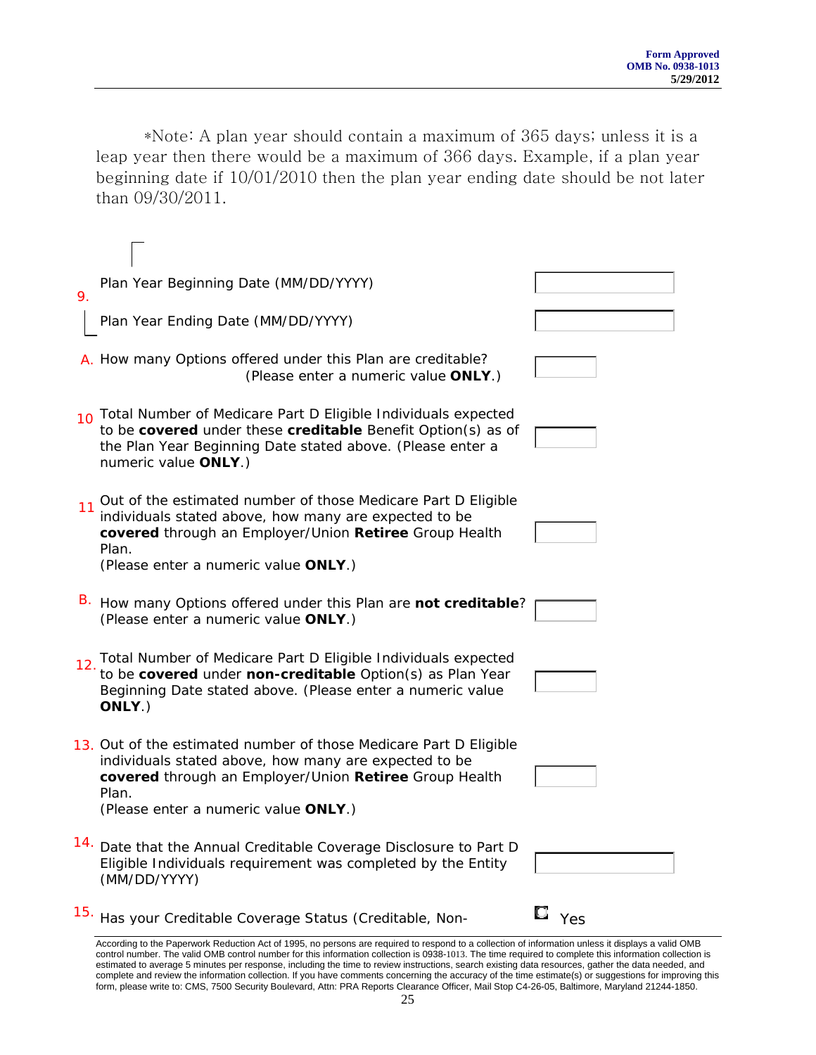*Note: A plan year should contain a maximum of 365 days; unless it is a leap year then there would be a maximum of 366 days. Example, if a plan year beginning date if 10/01/2010 then the plan year ending date should be not later than 09/30/2011.

9. Plan Year Beginning Date (MM/DD/YYYY)

Plan Year Ending Date (MM/DD/YYYY)

A. How many Options offered under this Plan are creditable? (Please enter a numeric value **ONLY**.)

10 Total Number of Medicare Part D Eligible Individuals expected to be **covered** under these **creditable** Benefit Option(s) as of the Plan Year Beginning Date stated above. (Please enter a numeric value **ONLY**.)

11 Out of the estimated number of those Medicare Part D Eligible individuals stated above, how many are expected to be **covered** through an Employer/Union **Retiree** Group Health Plan.
(Please enter a numeric value **ONLY**.)

B. How many Options offered under this Plan are **not creditable**? (Please enter a numeric value **ONLY**.)

12. Total Number of Medicare Part D Eligible Individuals expected to be **covered** under **non-creditable** Option(s) as Plan Year Beginning Date stated above. (Please enter a numeric value **ONLY**.)

13. Out of the estimated number of those Medicare Part D Eligible individuals stated above, how many are expected to be **covered** through an Employer/Union **Retiree** Group Health Plan.
(Please enter a numeric value **ONLY**.)

14. Date that the Annual Creditable Coverage Disclosure to Part D Eligible Individuals requirement was completed by the Entity (MM/DD/YYYY)

15. Has your Creditable Coverage Status (Creditable, Non- ◯ Yes

According to the Paperwork Reduction Act of 1995, no persons are required to respond to a collection of information unless it displays a valid OMB control number. The valid OMB control number for this information collection is 0938-1013. The time required to complete this information collection is estimated to average 5 minutes per response, including the time to review instructions, search existing data resources, gather the data needed, and complete and review the information collection. If you have comments concerning the accuracy of the time estimate(s) or suggestions for improving this form, please write to: CMS, 7500 Security Boulevard, Attn: PRA Reports Clearance Officer, Mail Stop C4-26-05, Baltimore, Maryland 21244-1850.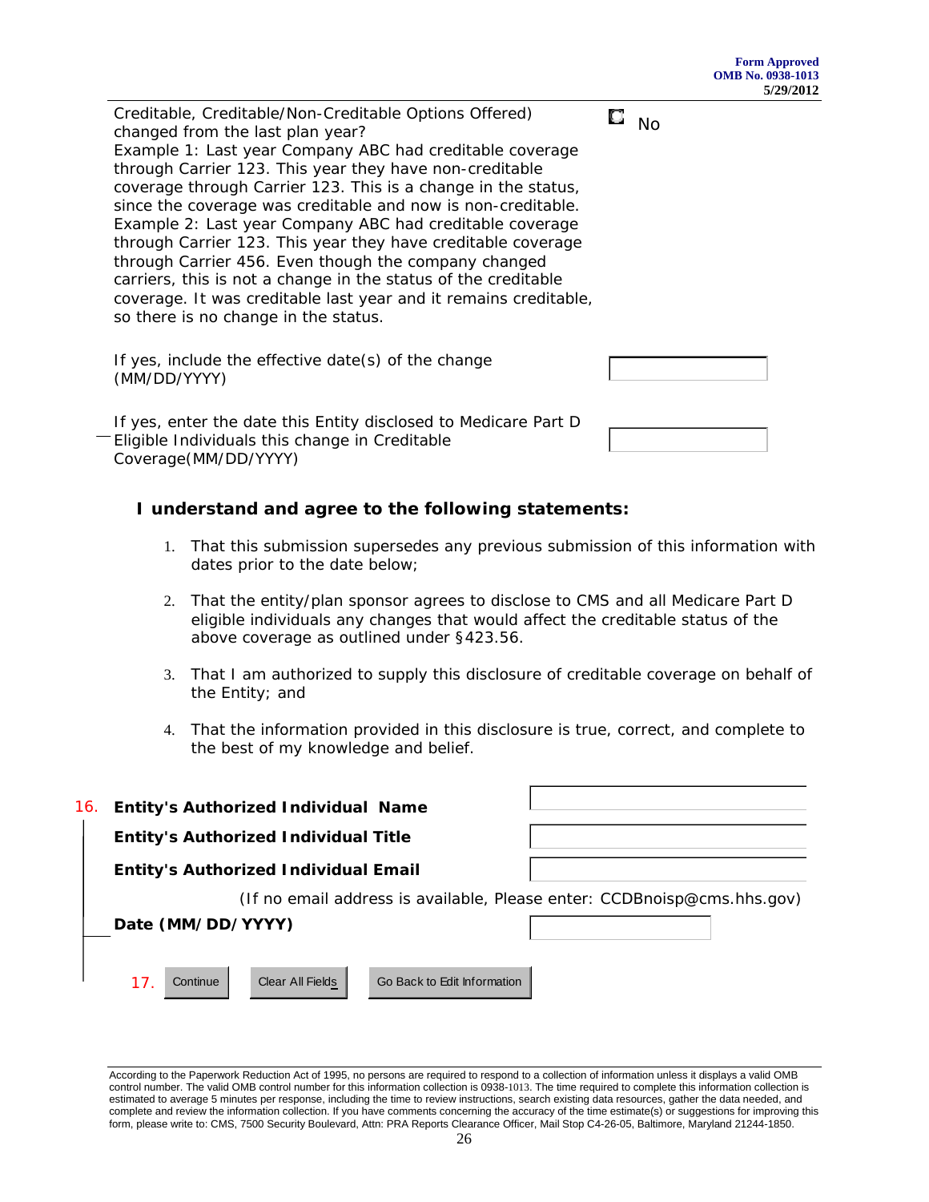Creditable, Creditable/Non-Creditable Options Offered) changed from the last plan year?

No

Example 1: Last year Company ABC had creditable coverage through Carrier 123. This year they have non-creditable coverage through Carrier 123. This is a change in the status, since the coverage was creditable and now is non-creditable.

Example 2: Last year Company ABC had creditable coverage through Carrier 123. This year they have creditable coverage through Carrier 456. Even though the company changed carriers, this is not a change in the status of the creditable coverage. It was creditable last year and it remains creditable, so there is no change in the status.

If yes, include the effective date(s) of the change (MM/DD/YYYY)

If yes, enter the date this Entity disclosed to Medicare Part D Eligible Individuals this change in Creditable Coverage(MM/DD/YYYY)

**I understand and agree to the following statements:**

1. That this submission supersedes any previous submission of this information with dates prior to the date below;
2. That the entity/plan sponsor agrees to disclose to CMS and all Medicare Part D eligible individuals any changes that would affect the creditable status of the above coverage as outlined under §423.56.
3. That I am authorized to supply this disclosure of creditable coverage on behalf of the Entity; and
4. That the information provided in this disclosure is true, correct, and complete to the best of my knowledge and belief.

16. **Entity's Authorized Individual Name**

**Entity's Authorized Individual Title**

**Entity's Authorized Individual Email**

(If no email address is available, Please enter: CCDBnoisp@cms.hhs.gov)

**Date (MM/DD/YYYY)**

17. Continue | Clear All Fields | Go Back to Edit Information

According to the Paperwork Reduction Act of 1995, no persons are required to respond to a collection of information unless it displays a valid OMB control number. The valid OMB control number for this information collection is 0938-1013. The time required to complete this information collection is estimated to average 5 minutes per response, including the time to review instructions, search existing data resources, gather the data needed, and complete and review the information collection. If you have comments concerning the accuracy of the time estimate(s) or suggestions for improving this form, please write to: CMS, 7500 Security Boulevard, Attn: PRA Reports Clearance Officer, Mail Stop C4-26-05, Baltimore, Maryland 21244-1850.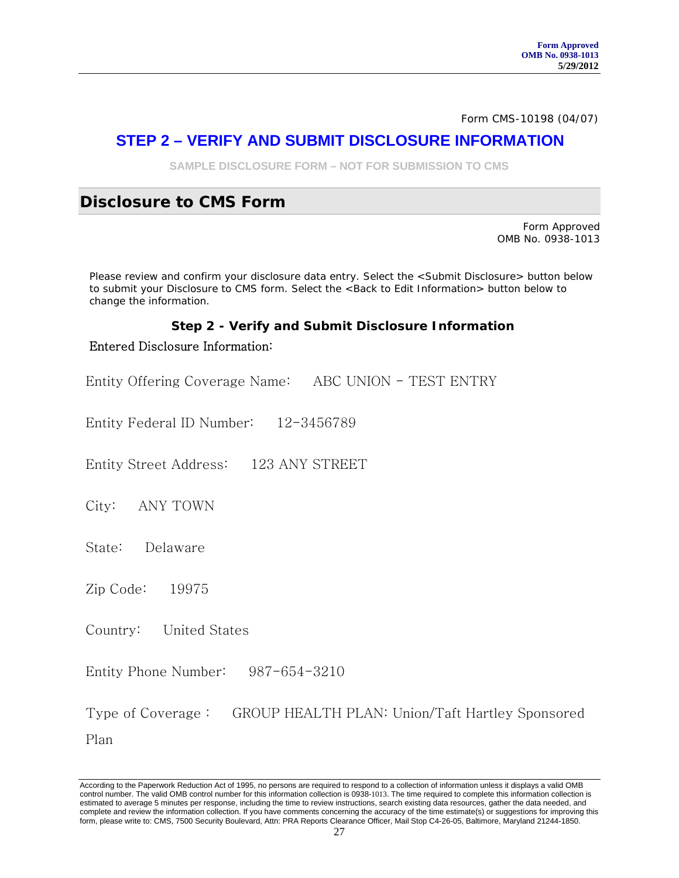Form CMS-10198 (04/07)

## STEP 2 – VERIFY AND SUBMIT DISCLOSURE INFORMATION

SAMPLE DISCLOSURE FORM – NOT FOR SUBMISSION TO CMS

## Disclosure to CMS Form

Form Approved
OMB No. 0938-1013

Please review and confirm your disclosure data entry. Select the <Submit Disclosure> button below to submit your Disclosure to CMS form. Select the <Back to Edit Information> button below to change the information.

### Step 2 - Verify and Submit Disclosure Information

Entered Disclosure Information:

Entity Offering Coverage Name: ABC UNION - TEST ENTRY

Entity Federal ID Number: 12-3456789

Entity Street Address: 123 ANY STREET

City: ANY TOWN

State: Delaware

Zip Code: 19975

Country: United States

Entity Phone Number: 987-654-3210

Type of Coverage : GROUP HEALTH PLAN: Union/Taft Hartley Sponsored Plan

According to the Paperwork Reduction Act of 1995, no persons are required to respond to a collection of information unless it displays a valid OMB control number. The valid OMB control number for this information collection is 0938-1013. The time required to complete this information collection is estimated to average 5 minutes per response, including the time to review instructions, search existing data resources, gather the data needed, and complete and review the information collection. If you have comments concerning the accuracy of the time estimate(s) or suggestions for improving this form, please write to: CMS, 7500 Security Boulevard, Attn: PRA Reports Clearance Officer, Mail Stop C4-26-05, Baltimore, Maryland 21244-1850.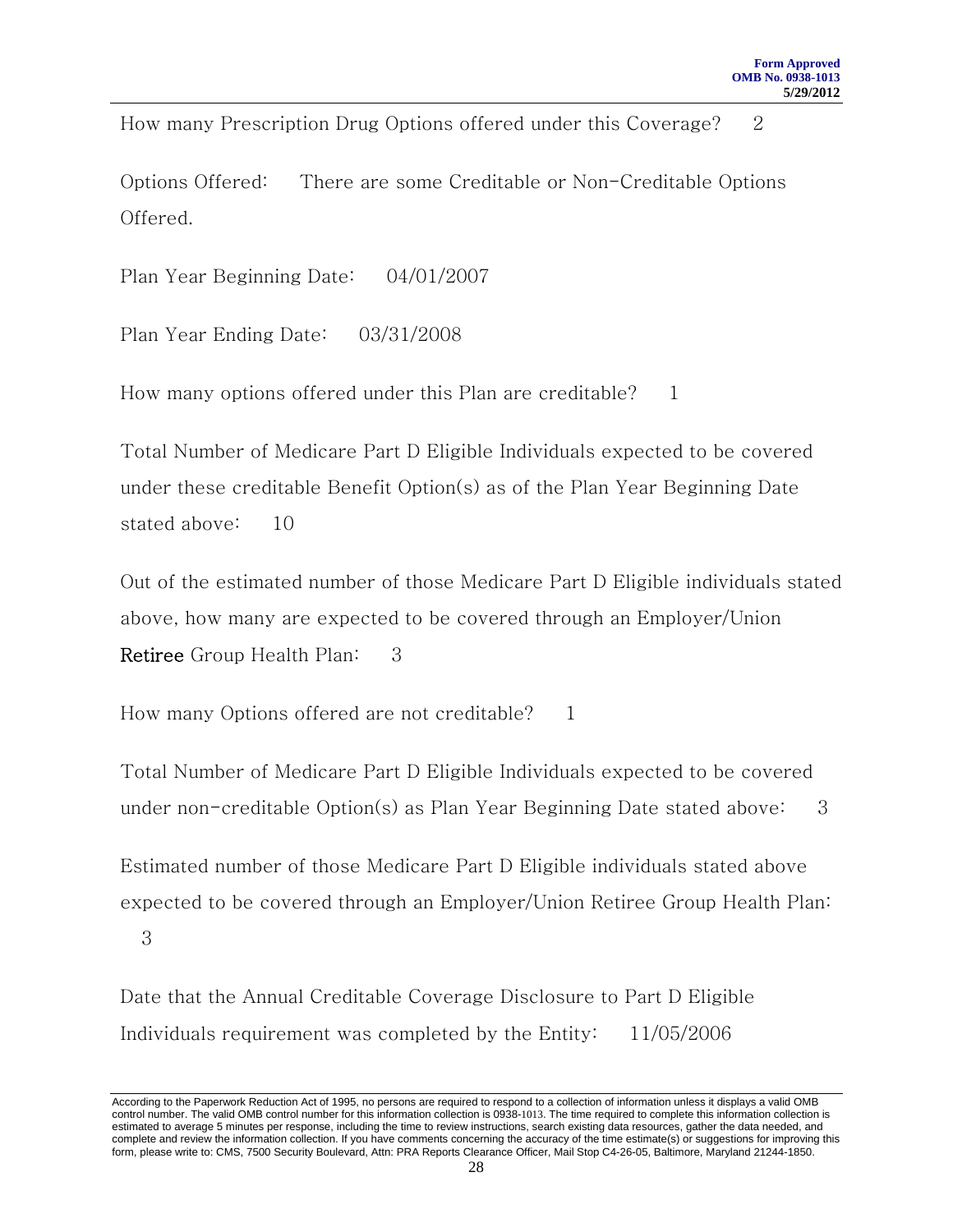How many Prescription Drug Options offered under this Coverage? 2

Options Offered: There are some Creditable or Non-Creditable Options Offered.

Plan Year Beginning Date: 04/01/2007

Plan Year Ending Date: 03/31/2008

How many options offered under this Plan are creditable? 1

Total Number of Medicare Part D Eligible Individuals expected to be covered under these creditable Benefit Option(s) as of the Plan Year Beginning Date stated above: 10

Out of the estimated number of those Medicare Part D Eligible individuals stated above, how many are expected to be covered through an Employer/Union Retiree Group Health Plan: 3

How many Options offered are not creditable? 1

Total Number of Medicare Part D Eligible Individuals expected to be covered under non-creditable Option(s) as Plan Year Beginning Date stated above: 3

Estimated number of those Medicare Part D Eligible individuals stated above expected to be covered through an Employer/Union Retiree Group Health Plan: 3

Date that the Annual Creditable Coverage Disclosure to Part D Eligible Individuals requirement was completed by the Entity: 11/05/2006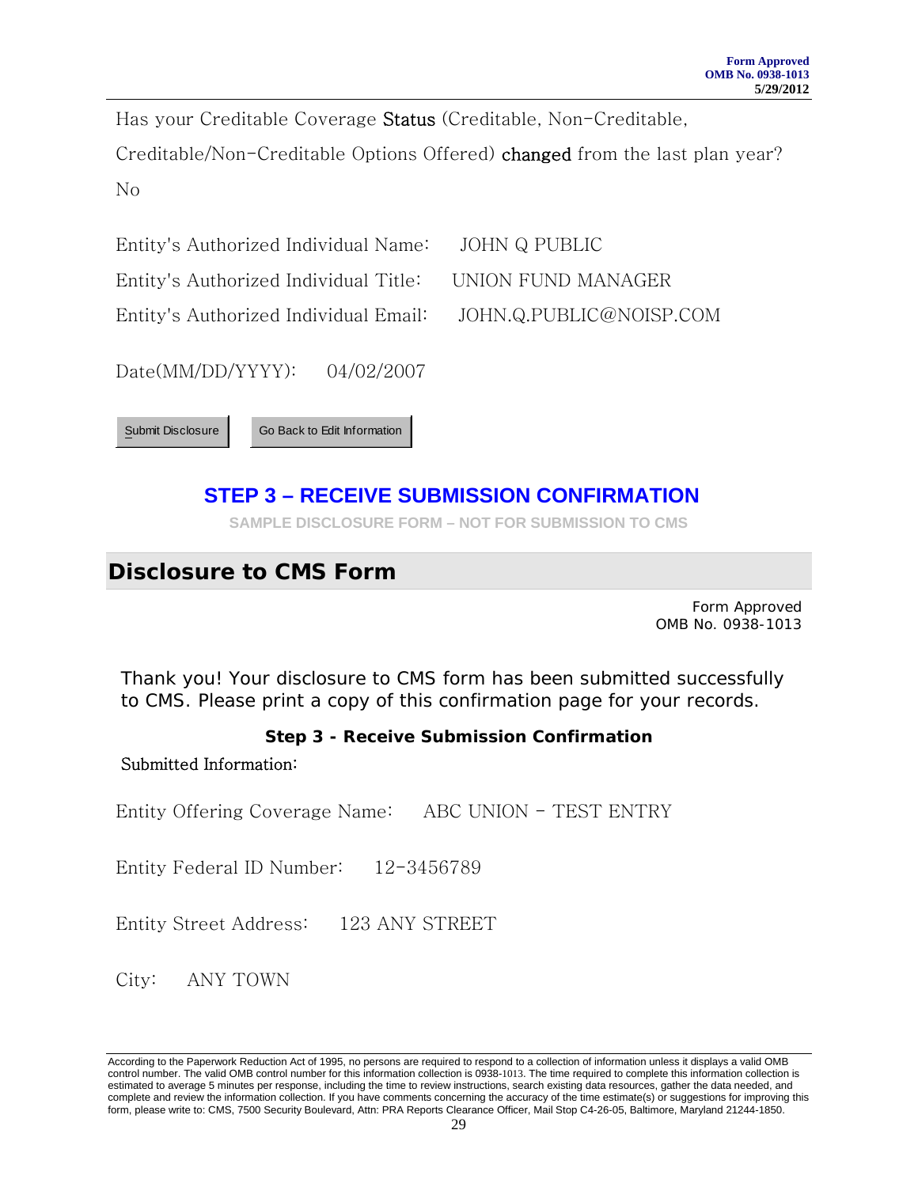Has your Creditable Coverage **Status** (Creditable, Non-Creditable, Creditable/Non-Creditable Options Offered) **changed** from the last plan year?

No

Entity's Authorized Individual Name: JOHN Q PUBLIC

Entity's Authorized Individual Title: UNION FUND MANAGER

Entity's Authorized Individual Email: JOHN.Q.PUBLIC@NOISP.COM

Date(MM/DD/YYYY): 04/02/2007

Submit Disclosure | Go Back to Edit Information

## STEP 3 – RECEIVE SUBMISSION CONFIRMATION

**SAMPLE DISCLOSURE FORM – NOT FOR SUBMISSION TO CMS**

# Disclosure to CMS Form

Form Approved
OMB No. 0938-1013

Thank you! Your disclosure to CMS form has been submitted successfully to CMS. Please print a copy of this confirmation page for your records.

**Step 3 - Receive Submission Confirmation**

Submitted Information:

Entity Offering Coverage Name: ABC UNION - TEST ENTRY

Entity Federal ID Number: 12-3456789

Entity Street Address: 123 ANY STREET

City: ANY TOWN

According to the Paperwork Reduction Act of 1995, no persons are required to respond to a collection of information unless it displays a valid OMB control number. The valid OMB control number for this information collection is 0938-1013. The time required to complete this information collection is estimated to average 5 minutes per response, including the time to review instructions, search existing data resources, gather the data needed, and complete and review the information collection. If you have comments concerning the accuracy of the time estimate(s) or suggestions for improving this form, please write to: CMS, 7500 Security Boulevard, Attn: PRA Reports Clearance Officer, Mail Stop C4-26-05, Baltimore, Maryland 21244-1850.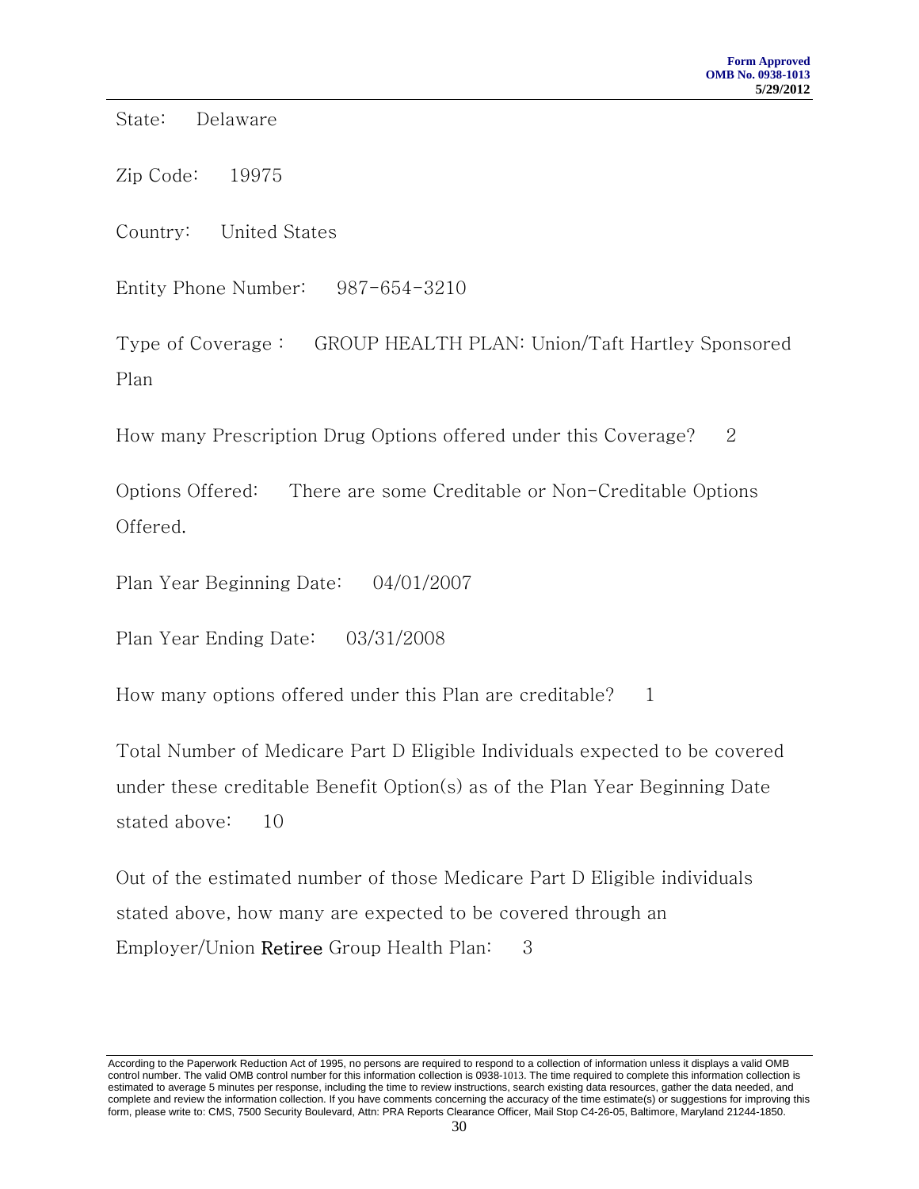State: Delaware

Zip Code: 19975

Country: United States

Entity Phone Number: 987-654-3210

Type of Coverage : GROUP HEALTH PLAN: Union/Taft Hartley Sponsored Plan

How many Prescription Drug Options offered under this Coverage? 2

Options Offered: There are some Creditable or Non-Creditable Options Offered.

Plan Year Beginning Date: 04/01/2007

Plan Year Ending Date: 03/31/2008

How many options offered under this Plan are creditable? 1

Total Number of Medicare Part D Eligible Individuals expected to be covered under these creditable Benefit Option(s) as of the Plan Year Beginning Date stated above: 10

Out of the estimated number of those Medicare Part D Eligible individuals stated above, how many are expected to be covered through an Employer/Union **Retiree** Group Health Plan: 3

According to the Paperwork Reduction Act of 1995, no persons are required to respond to a collection of information unless it displays a valid OMB control number. The valid OMB control number for this information collection is 0938-1013. The time required to complete this information collection is estimated to average 5 minutes per response, including the time to review instructions, search existing data resources, gather the data needed, and complete and review the information collection. If you have comments concerning the accuracy of the time estimate(s) or suggestions for improving this form, please write to: CMS, 7500 Security Boulevard, Attn: PRA Reports Clearance Officer, Mail Stop C4-26-05, Baltimore, Maryland 21244-1850.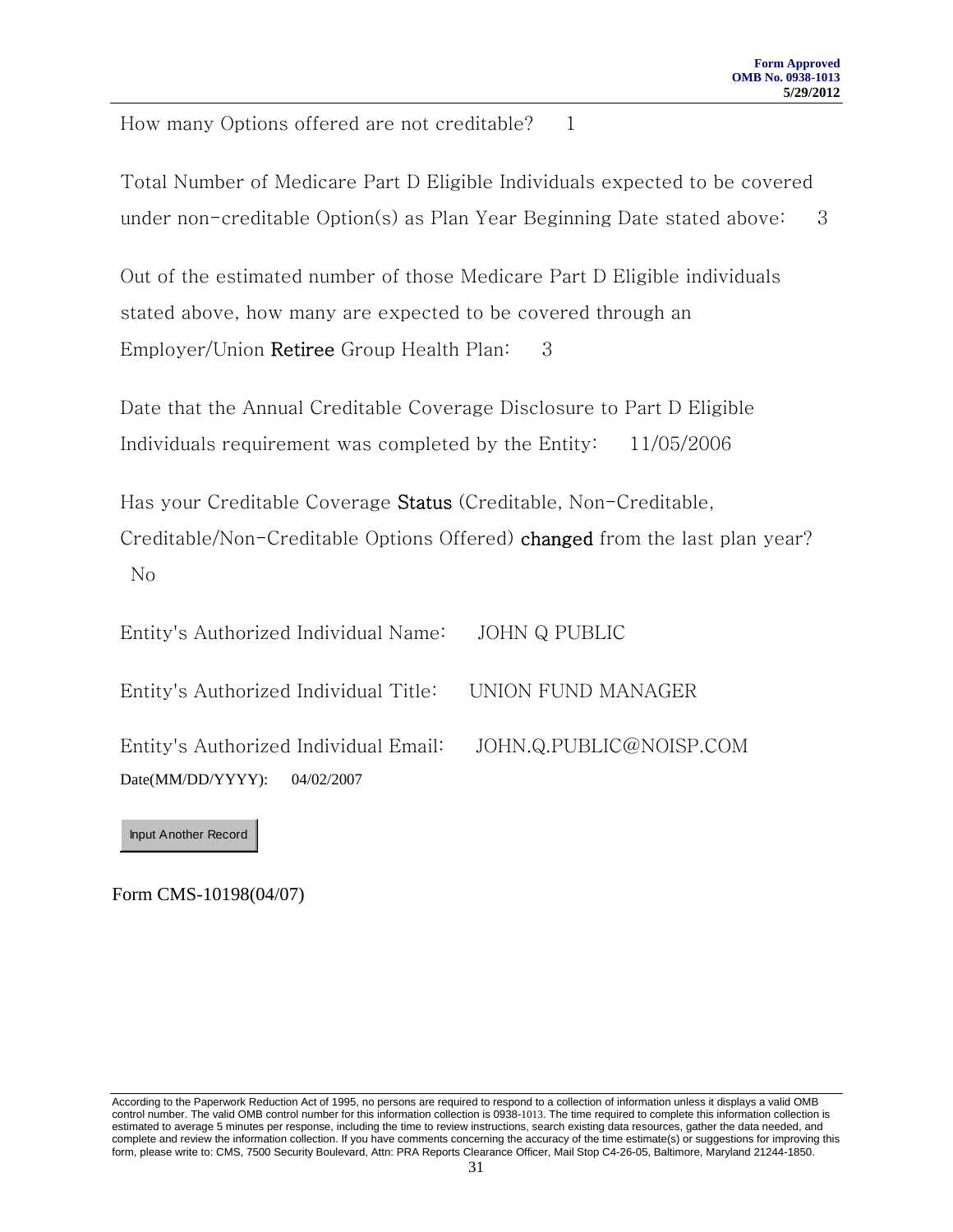How many Options offered are not creditable? 1

Total Number of Medicare Part D Eligible Individuals expected to be covered under non-creditable Option(s) as Plan Year Beginning Date stated above: 3

Out of the estimated number of those Medicare Part D Eligible individuals stated above, how many are expected to be covered through an Employer/Union **Retiree** Group Health Plan: 3

Date that the Annual Creditable Coverage Disclosure to Part D Eligible Individuals requirement was completed by the Entity: 11/05/2006

Has your Creditable Coverage **Status** (Creditable, Non-Creditable, Creditable/Non-Creditable Options Offered) **changed** from the last plan year? No

Entity's Authorized Individual Name: JOHN Q PUBLIC

Entity's Authorized Individual Title: UNION FUND MANAGER

Entity's Authorized Individual Email: JOHN.Q.PUBLIC@NOISP.COM

Date(MM/DD/YYYY): 04/02/2007

Input Another Record

Form CMS-10198(04/07)

According to the Paperwork Reduction Act of 1995, no persons are required to respond to a collection of information unless it displays a valid OMB control number. The valid OMB control number for this information collection is 0938-1013. The time required to complete this information collection is estimated to average 5 minutes per response, including the time to review instructions, search existing data resources, gather the data needed, and complete and review the information collection. If you have comments concerning the accuracy of the time estimate(s) or suggestions for improving this form, please write to: CMS, 7500 Security Boulevard, Attn: PRA Reports Clearance Officer, Mail Stop C4-26-05, Baltimore, Maryland 21244-1850.